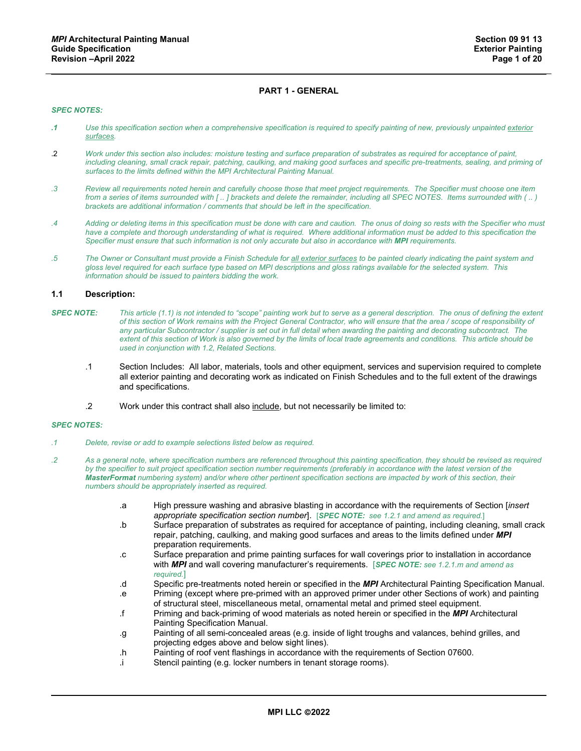## PART 1 - GENERAL

*SPEC NOTES:*

*.1 Use this specification section when a comprehensive specification is required to specify painting of new, previously unpainted exterior surfaces.*

.2 *Work under this section also includes: moisture testing and surface preparation of substrates as required for acceptance of paint, including cleaning, small crack repair, patching, caulking, and making good surfaces and specific pre-treatments, sealing, and priming of surfaces to the limits defined within the MPI Architectural Painting Manual.*

*.3 Review all requirements noted herein and carefully choose those that meet project requirements. The Specifier must choose one item from a series of items surrounded with [ .. ] brackets and delete the remainder, including all SPEC NOTES. Items surrounded with ( .. ) brackets are additional information / comments that should be left in the specification.*

*.4 Adding or deleting items in this specification must be done with care and caution. The onus of doing so rests with the Specifier who must have a complete and thorough understanding of what is required. Where additional information must be added to this specification the Specifier must ensure that such information is not only accurate but also in accordance with **MPI** requirements.*

*.5 The Owner or Consultant must provide a Finish Schedule for all exterior surfaces to be painted clearly indicating the paint system and gloss level required for each surface type based on MPI descriptions and gloss ratings available for the selected system. This information should be issued to painters bidding the work.*

### 1.1 Description:

***SPEC NOTE:*** *This article (1.1) is not intended to "scope" painting work but to serve as a general description. The onus of defining the extent of this section of Work remains with the Project General Contractor, who will ensure that the area / scope of responsibility of any particular Subcontractor / supplier is set out in full detail when awarding the painting and decorating subcontract. The extent of this section of Work is also governed by the limits of local trade agreements and conditions. This article should be used in conjunction with 1.2, Related Sections.*

.1 Section Includes: All labor, materials, tools and other equipment, services and supervision required to complete all exterior painting and decorating work as indicated on Finish Schedules and to the full extent of the drawings and specifications.

.2 Work under this contract shall also include, but not necessarily be limited to:

*SPEC NOTES:*

*.1 Delete, revise or add to example selections listed below as required.*

*.2 As a general note, where specification numbers are referenced throughout this painting specification, they should be revised as required by the specifier to suit project specification section number requirements (preferably in accordance with the latest version of the **MasterFormat** numbering system) and/or where other pertinent specification sections are impacted by work of this section, their numbers should be appropriately inserted as required.*

.a High pressure washing and abrasive blasting in accordance with the requirements of Section [*insert appropriate specification section number*]. [***SPEC NOTE:*** *see 1.2.1 and amend as required.*]

.b Surface preparation of substrates as required for acceptance of painting, including cleaning, small crack repair, patching, caulking, and making good surfaces and areas to the limits defined under ***MPI*** preparation requirements.

.c Surface preparation and prime painting surfaces for wall coverings prior to installation in accordance with ***MPI*** and wall covering manufacturer's requirements. [***SPEC NOTE:*** *see 1.2.1.m and amend as required.*]

.d Specific pre-treatments noted herein or specified in the ***MPI*** Architectural Painting Specification Manual.

.e Priming (except where pre-primed with an approved primer under other Sections of work) and painting of structural steel, miscellaneous metal, ornamental metal and primed steel equipment.

.f Priming and back-priming of wood materials as noted herein or specified in the ***MPI*** Architectural Painting Specification Manual.

.g Painting of all semi-concealed areas (e.g. inside of light troughs and valances, behind grilles, and projecting edges above and below sight lines).

.h Painting of roof vent flashings in accordance with the requirements of Section 07600.

.i Stencil painting (e.g. locker numbers in tenant storage rooms).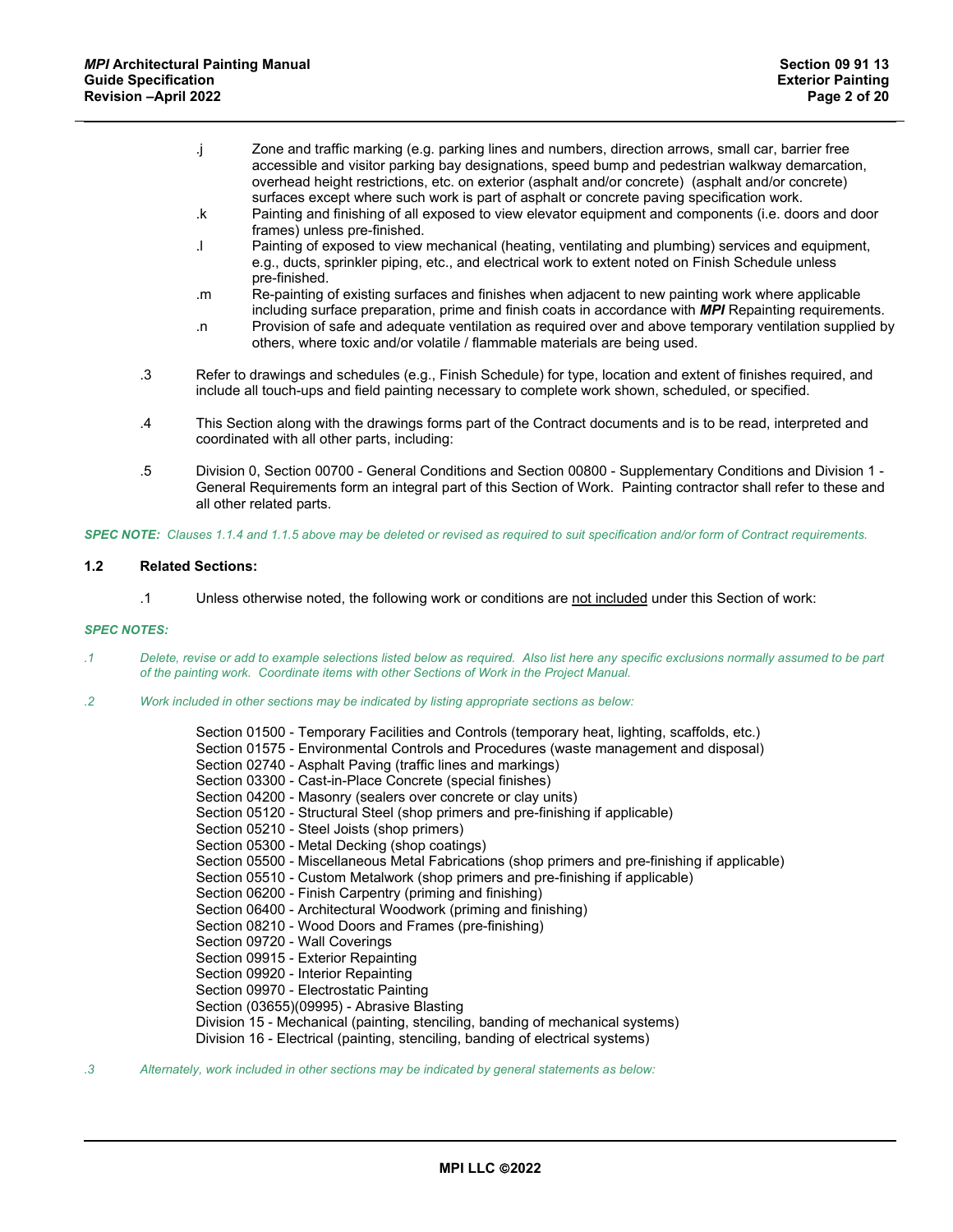.j Zone and traffic marking (e.g. parking lines and numbers, direction arrows, small car, barrier free accessible and visitor parking bay designations, speed bump and pedestrian walkway demarcation, overhead height restrictions, etc. on exterior (asphalt and/or concrete) (asphalt and/or concrete) surfaces except where such work is part of asphalt or concrete paving specification work.

.k Painting and finishing of all exposed to view elevator equipment and components (i.e. doors and door frames) unless pre-finished.

.l Painting of exposed to view mechanical (heating, ventilating and plumbing) services and equipment, e.g., ducts, sprinkler piping, etc., and electrical work to extent noted on Finish Schedule unless pre-finished.

.m Re-painting of existing surfaces and finishes when adjacent to new painting work where applicable including surface preparation, prime and finish coats in accordance with ***MPI*** Repainting requirements.

.n Provision of safe and adequate ventilation as required over and above temporary ventilation supplied by others, where toxic and/or volatile / flammable materials are being used.

.3 Refer to drawings and schedules (e.g., Finish Schedule) for type, location and extent of finishes required, and include all touch-ups and field painting necessary to complete work shown, scheduled, or specified.

.4 This Section along with the drawings forms part of the Contract documents and is to be read, interpreted and coordinated with all other parts, including:

.5 Division 0, Section 00700 - General Conditions and Section 00800 - Supplementary Conditions and Division 1 - General Requirements form an integral part of this Section of Work. Painting contractor shall refer to these and all other related parts.

***SPEC NOTE:*** *Clauses 1.1.4 and 1.1.5 above may be deleted or revised as required to suit specification and/or form of Contract requirements.*

### 1.2 Related Sections:

.1 Unless otherwise noted, the following work or conditions are <u>not included</u> under this Section of work:

***SPEC NOTES:***

*.1 Delete, revise or add to example selections listed below as required. Also list here any specific exclusions normally assumed to be part of the painting work. Coordinate items with other Sections of Work in the Project Manual.*

*.2 Work included in other sections may be indicated by listing appropriate sections as below:*

Section 01500 - Temporary Facilities and Controls (temporary heat, lighting, scaffolds, etc.)
Section 01575 - Environmental Controls and Procedures (waste management and disposal)
Section 02740 - Asphalt Paving (traffic lines and markings)
Section 03300 - Cast-in-Place Concrete (special finishes)
Section 04200 - Masonry (sealers over concrete or clay units)
Section 05120 - Structural Steel (shop primers and pre-finishing if applicable)
Section 05210 - Steel Joists (shop primers)
Section 05300 - Metal Decking (shop coatings)
Section 05500 - Miscellaneous Metal Fabrications (shop primers and pre-finishing if applicable)
Section 05510 - Custom Metalwork (shop primers and pre-finishing if applicable)
Section 06200 - Finish Carpentry (priming and finishing)
Section 06400 - Architectural Woodwork (priming and finishing)
Section 08210 - Wood Doors and Frames (pre-finishing)
Section 09720 - Wall Coverings
Section 09915 - Exterior Repainting
Section 09920 - Interior Repainting
Section 09970 - Electrostatic Painting
Section (03655)(09995) - Abrasive Blasting
Division 15 - Mechanical (painting, stenciling, banding of mechanical systems)
Division 16 - Electrical (painting, stenciling, banding of electrical systems)

*.3 Alternately, work included in other sections may be indicated by general statements as below:*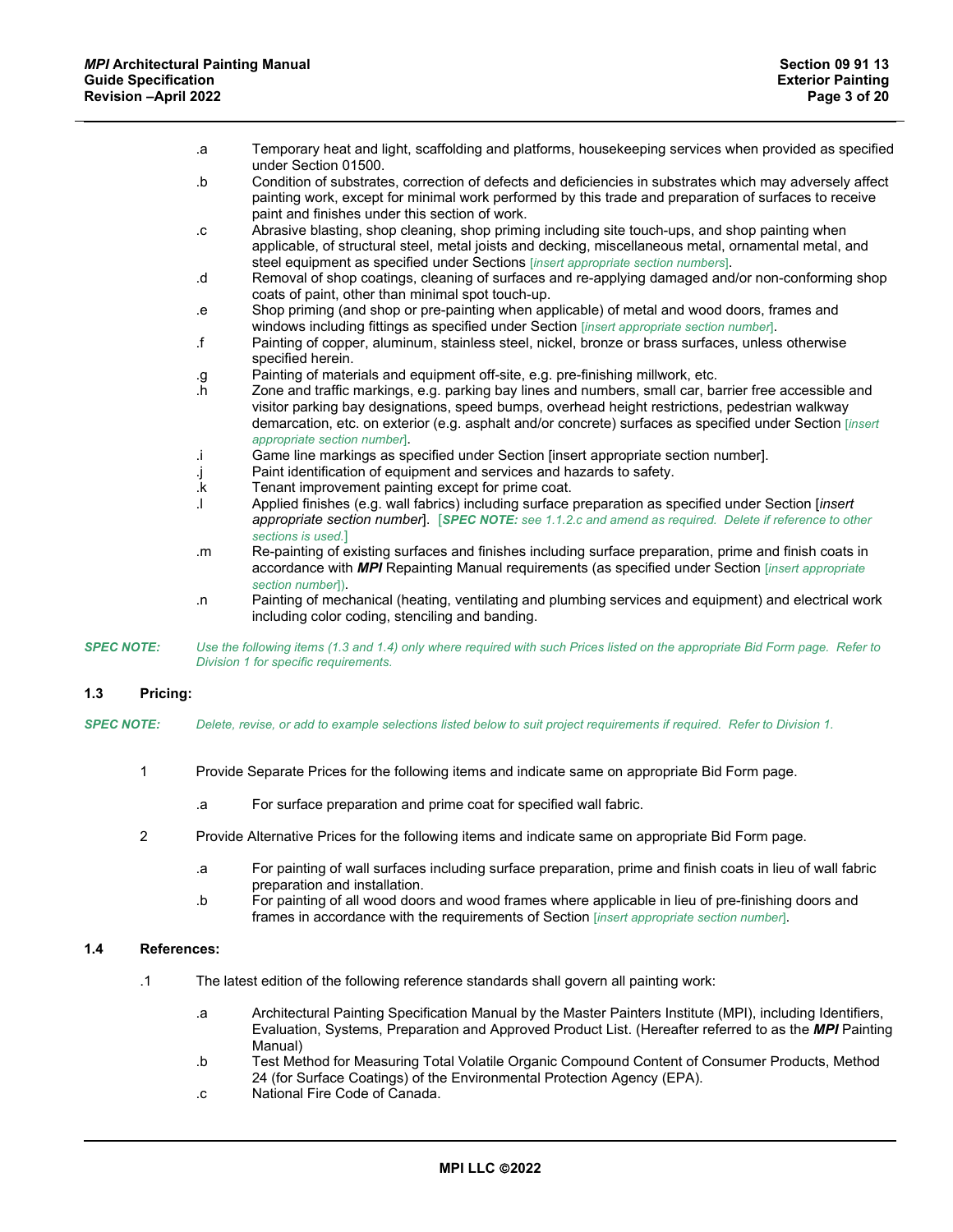.a Temporary heat and light, scaffolding and platforms, housekeeping services when provided as specified under Section 01500.

.b Condition of substrates, correction of defects and deficiencies in substrates which may adversely affect painting work, except for minimal work performed by this trade and preparation of surfaces to receive paint and finishes under this section of work.

.c Abrasive blasting, shop cleaning, shop priming including site touch-ups, and shop painting when applicable, of structural steel, metal joists and decking, miscellaneous metal, ornamental metal, and steel equipment as specified under Sections [*insert appropriate section numbers*].

.d Removal of shop coatings, cleaning of surfaces and re-applying damaged and/or non-conforming shop coats of paint, other than minimal spot touch-up.

.e Shop priming (and shop or pre-painting when applicable) of metal and wood doors, frames and windows including fittings as specified under Section [*insert appropriate section number*].

.f Painting of copper, aluminum, stainless steel, nickel, bronze or brass surfaces, unless otherwise specified herein.

.g Painting of materials and equipment off-site, e.g. pre-finishing millwork, etc.

.h Zone and traffic markings, e.g. parking bay lines and numbers, small car, barrier free accessible and visitor parking bay designations, speed bumps, overhead height restrictions, pedestrian walkway demarcation, etc. on exterior (e.g. asphalt and/or concrete) surfaces as specified under Section [*insert appropriate section number*].

.i Game line markings as specified under Section [insert appropriate section number].

.j Paint identification of equipment and services and hazards to safety.

.k Tenant improvement painting except for prime coat.

.l Applied finishes (e.g. wall fabrics) including surface preparation as specified under Section [*insert appropriate section number*]. [***SPEC NOTE:*** *see 1.1.2.c and amend as required. Delete if reference to other sections is used.*]

.m Re-painting of existing surfaces and finishes including surface preparation, prime and finish coats in accordance with ***MPI*** Repainting Manual requirements (as specified under Section [*insert appropriate section number*]).

.n Painting of mechanical (heating, ventilating and plumbing services and equipment) and electrical work including color coding, stenciling and banding.

***SPEC NOTE:*** *Use the following items (1.3 and 1.4) only where required with such Prices listed on the appropriate Bid Form page. Refer to Division 1 for specific requirements.*

### 1.3 Pricing:

***SPEC NOTE:*** *Delete, revise, or add to example selections listed below to suit project requirements if required. Refer to Division 1.*

1 Provide Separate Prices for the following items and indicate same on appropriate Bid Form page.

.a For surface preparation and prime coat for specified wall fabric.

2 Provide Alternative Prices for the following items and indicate same on appropriate Bid Form page.

.a For painting of wall surfaces including surface preparation, prime and finish coats in lieu of wall fabric preparation and installation.

.b For painting of all wood doors and wood frames where applicable in lieu of pre-finishing doors and frames in accordance with the requirements of Section [*insert appropriate section number*].

### 1.4 References:

.1 The latest edition of the following reference standards shall govern all painting work:

.a Architectural Painting Specification Manual by the Master Painters Institute (MPI), including Identifiers, Evaluation, Systems, Preparation and Approved Product List. (Hereafter referred to as the ***MPI*** Painting Manual)

.b Test Method for Measuring Total Volatile Organic Compound Content of Consumer Products, Method 24 (for Surface Coatings) of the Environmental Protection Agency (EPA).

.c National Fire Code of Canada.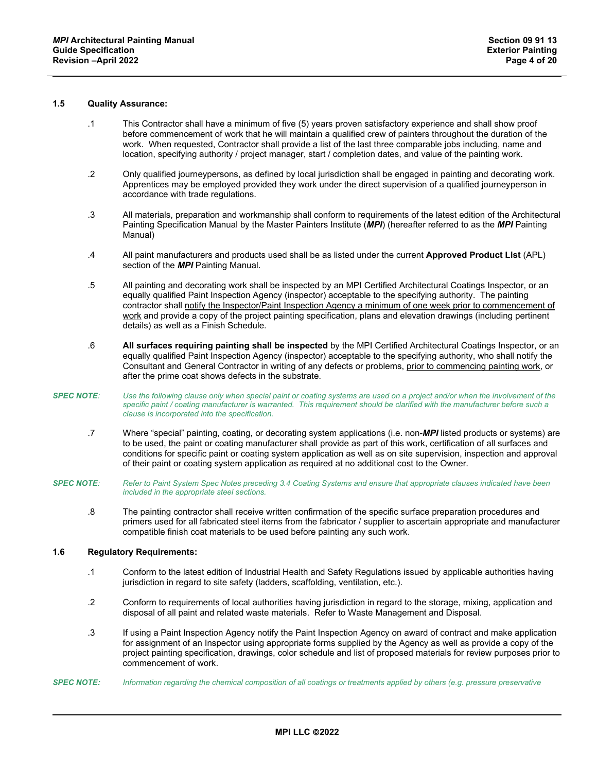### 1.5 Quality Assurance:

.1 This Contractor shall have a minimum of five (5) years proven satisfactory experience and shall show proof before commencement of work that he will maintain a qualified crew of painters throughout the duration of the work. When requested, Contractor shall provide a list of the last three comparable jobs including, name and location, specifying authority / project manager, start / completion dates, and value of the painting work.

.2 Only qualified journeypersons, as defined by local jurisdiction shall be engaged in painting and decorating work. Apprentices may be employed provided they work under the direct supervision of a qualified journeyperson in accordance with trade regulations.

.3 All materials, preparation and workmanship shall conform to requirements of the <u>latest edition</u> of the Architectural Painting Specification Manual by the Master Painters Institute (***MPI***) (hereafter referred to as the ***MPI*** Painting Manual)

.4 All paint manufacturers and products used shall be as listed under the current **Approved Product List** (APL) section of the ***MPI*** Painting Manual.

.5 All painting and decorating work shall be inspected by an MPI Certified Architectural Coatings Inspector, or an equally qualified Paint Inspection Agency (inspector) acceptable to the specifying authority. The painting contractor shall <u>notify the Inspector/Paint Inspection Agency a minimum of one week prior to commencement of work</u> and provide a copy of the project painting specification, plans and elevation drawings (including pertinent details) as well as a Finish Schedule.

.6 **All surfaces requiring painting shall be inspected** by the MPI Certified Architectural Coatings Inspector, or an equally qualified Paint Inspection Agency (inspector) acceptable to the specifying authority, who shall notify the Consultant and General Contractor in writing of any defects or problems, <u>prior to commencing painting work</u>, or after the prime coat shows defects in the substrate.

***SPEC NOTE****:* *Use the following clause only when special paint or coating systems are used on a project and/or when the involvement of the specific paint / coating manufacturer is warranted. This requirement should be clarified with the manufacturer before such a clause is incorporated into the specification.*

.7 Where "special" painting, coating, or decorating system applications (i.e. non-***MPI*** listed products or systems) are to be used, the paint or coating manufacturer shall provide as part of this work, certification of all surfaces and conditions for specific paint or coating system application as well as on site supervision, inspection and approval of their paint or coating system application as required at no additional cost to the Owner.

***SPEC NOTE****:* *Refer to Paint System Spec Notes preceding 3.4 Coating Systems and ensure that appropriate clauses indicated have been included in the appropriate steel sections.*

.8 The painting contractor shall receive written confirmation of the specific surface preparation procedures and primers used for all fabricated steel items from the fabricator / supplier to ascertain appropriate and manufacturer compatible finish coat materials to be used before painting any such work.

### 1.6 Regulatory Requirements:

.1 Conform to the latest edition of Industrial Health and Safety Regulations issued by applicable authorities having jurisdiction in regard to site safety (ladders, scaffolding, ventilation, etc.).

.2 Conform to requirements of local authorities having jurisdiction in regard to the storage, mixing, application and disposal of all paint and related waste materials. Refer to Waste Management and Disposal.

.3 If using a Paint Inspection Agency notify the Paint Inspection Agency on award of contract and make application for assignment of an Inspector using appropriate forms supplied by the Agency as well as provide a copy of the project painting specification, drawings, color schedule and list of proposed materials for review purposes prior to commencement of work.

***SPEC NOTE:*** *Information regarding the chemical composition of all coatings or treatments applied by others (e.g. pressure preservative*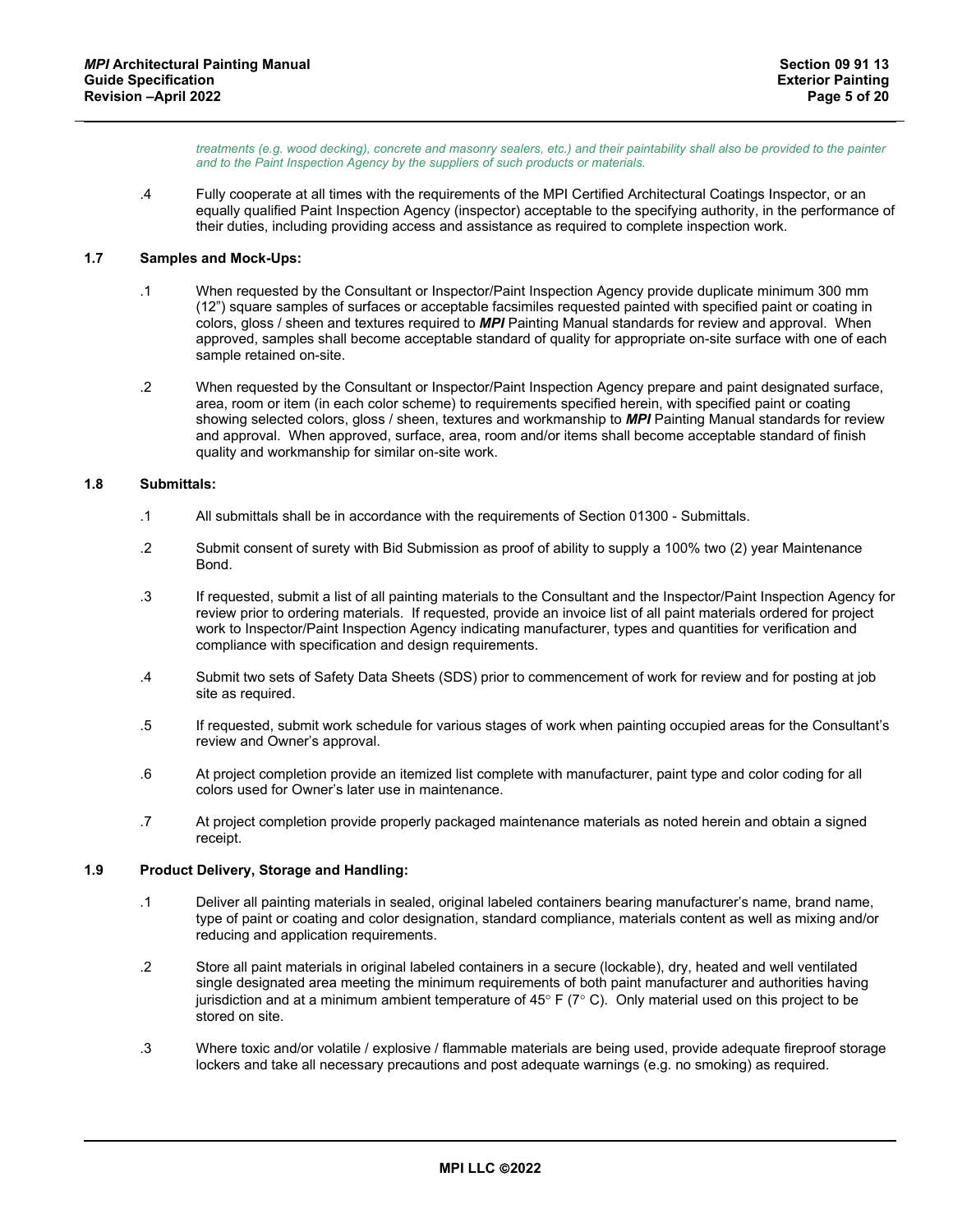*treatments (e.g. wood decking), concrete and masonry sealers, etc.) and their paintability shall also be provided to the painter and to the Paint Inspection Agency by the suppliers of such products or materials.*

.4 Fully cooperate at all times with the requirements of the MPI Certified Architectural Coatings Inspector, or an equally qualified Paint Inspection Agency (inspector) acceptable to the specifying authority, in the performance of their duties, including providing access and assistance as required to complete inspection work.

### 1.7 Samples and Mock-Ups:

.1 When requested by the Consultant or Inspector/Paint Inspection Agency provide duplicate minimum 300 mm (12") square samples of surfaces or acceptable facsimiles requested painted with specified paint or coating in colors, gloss / sheen and textures required to ***MPI*** Painting Manual standards for review and approval. When approved, samples shall become acceptable standard of quality for appropriate on-site surface with one of each sample retained on-site.

.2 When requested by the Consultant or Inspector/Paint Inspection Agency prepare and paint designated surface, area, room or item (in each color scheme) to requirements specified herein, with specified paint or coating showing selected colors, gloss / sheen, textures and workmanship to ***MPI*** Painting Manual standards for review and approval. When approved, surface, area, room and/or items shall become acceptable standard of finish quality and workmanship for similar on-site work.

### 1.8 Submittals:

.1 All submittals shall be in accordance with the requirements of Section 01300 - Submittals.

.2 Submit consent of surety with Bid Submission as proof of ability to supply a 100% two (2) year Maintenance Bond.

.3 If requested, submit a list of all painting materials to the Consultant and the Inspector/Paint Inspection Agency for review prior to ordering materials. If requested, provide an invoice list of all paint materials ordered for project work to Inspector/Paint Inspection Agency indicating manufacturer, types and quantities for verification and compliance with specification and design requirements.

.4 Submit two sets of Safety Data Sheets (SDS) prior to commencement of work for review and for posting at job site as required.

.5 If requested, submit work schedule for various stages of work when painting occupied areas for the Consultant's review and Owner's approval.

.6 At project completion provide an itemized list complete with manufacturer, paint type and color coding for all colors used for Owner's later use in maintenance.

.7 At project completion provide properly packaged maintenance materials as noted herein and obtain a signed receipt.

### 1.9 Product Delivery, Storage and Handling:

.1 Deliver all painting materials in sealed, original labeled containers bearing manufacturer's name, brand name, type of paint or coating and color designation, standard compliance, materials content as well as mixing and/or reducing and application requirements.

.2 Store all paint materials in original labeled containers in a secure (lockable), dry, heated and well ventilated single designated area meeting the minimum requirements of both paint manufacturer and authorities having jurisdiction and at a minimum ambient temperature of 45° F (7° C). Only material used on this project to be stored on site.

.3 Where toxic and/or volatile / explosive / flammable materials are being used, provide adequate fireproof storage lockers and take all necessary precautions and post adequate warnings (e.g. no smoking) as required.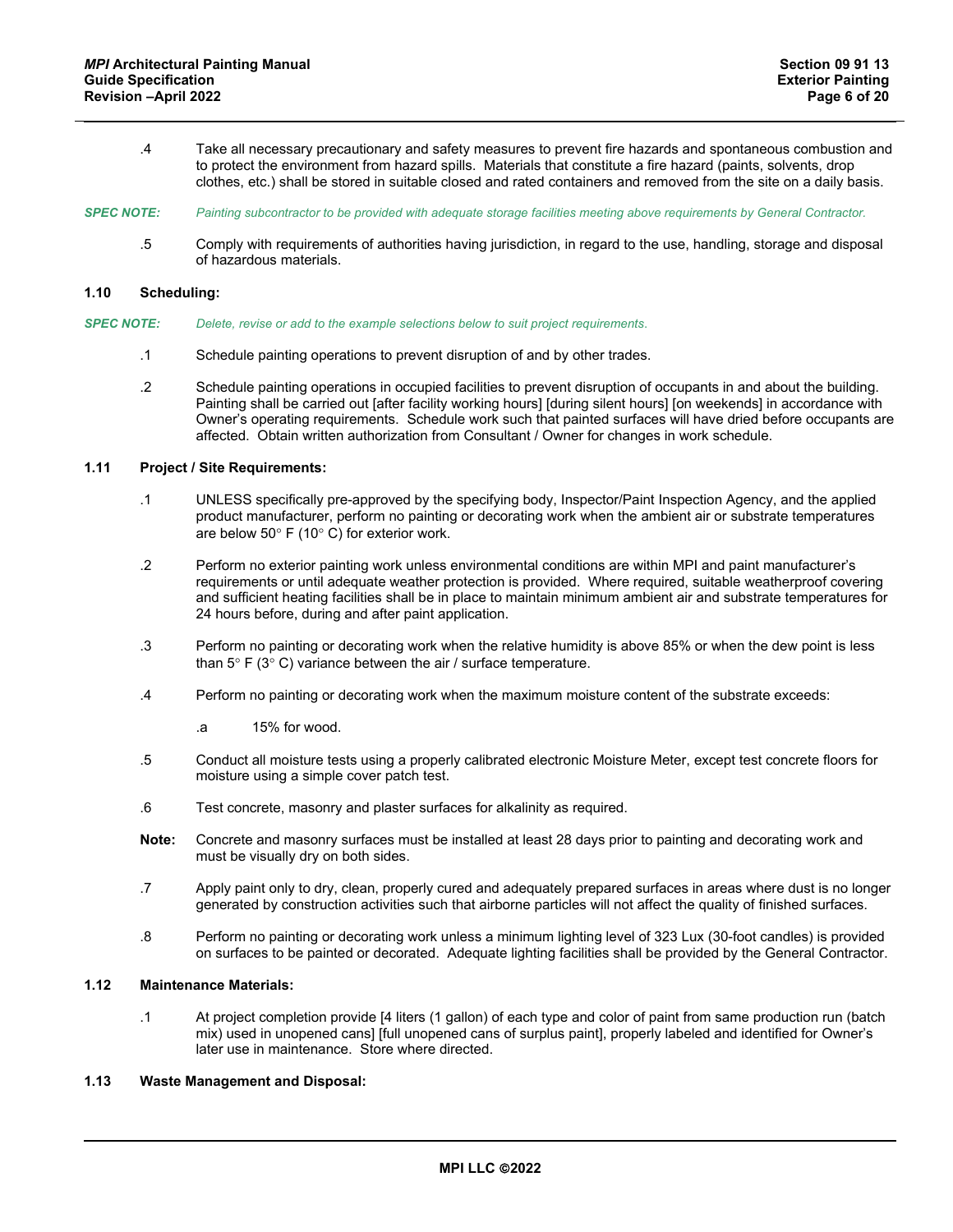.4 Take all necessary precautionary and safety measures to prevent fire hazards and spontaneous combustion and to protect the environment from hazard spills. Materials that constitute a fire hazard (paints, solvents, drop clothes, etc.) shall be stored in suitable closed and rated containers and removed from the site on a daily basis.

*SPEC NOTE: Painting subcontractor to be provided with adequate storage facilities meeting above requirements by General Contractor.*

.5 Comply with requirements of authorities having jurisdiction, in regard to the use, handling, storage and disposal of hazardous materials.

### 1.10 Scheduling:

*SPEC NOTE: Delete, revise or add to the example selections below to suit project requirements.*

.1 Schedule painting operations to prevent disruption of and by other trades.

.2 Schedule painting operations in occupied facilities to prevent disruption of occupants in and about the building. Painting shall be carried out [after facility working hours] [during silent hours] [on weekends] in accordance with Owner's operating requirements. Schedule work such that painted surfaces will have dried before occupants are affected. Obtain written authorization from Consultant / Owner for changes in work schedule.

### 1.11 Project / Site Requirements:

.1 UNLESS specifically pre-approved by the specifying body, Inspector/Paint Inspection Agency, and the applied product manufacturer, perform no painting or decorating work when the ambient air or substrate temperatures are below 50° F (10° C) for exterior work.

.2 Perform no exterior painting work unless environmental conditions are within MPI and paint manufacturer's requirements or until adequate weather protection is provided. Where required, suitable weatherproof covering and sufficient heating facilities shall be in place to maintain minimum ambient air and substrate temperatures for 24 hours before, during and after paint application.

.3 Perform no painting or decorating work when the relative humidity is above 85% or when the dew point is less than 5° F (3° C) variance between the air / surface temperature.

.4 Perform no painting or decorating work when the maximum moisture content of the substrate exceeds:

.a 15% for wood.

.5 Conduct all moisture tests using a properly calibrated electronic Moisture Meter, except test concrete floors for moisture using a simple cover patch test.

.6 Test concrete, masonry and plaster surfaces for alkalinity as required.

**Note:** Concrete and masonry surfaces must be installed at least 28 days prior to painting and decorating work and must be visually dry on both sides.

.7 Apply paint only to dry, clean, properly cured and adequately prepared surfaces in areas where dust is no longer generated by construction activities such that airborne particles will not affect the quality of finished surfaces.

.8 Perform no painting or decorating work unless a minimum lighting level of 323 Lux (30-foot candles) is provided on surfaces to be painted or decorated. Adequate lighting facilities shall be provided by the General Contractor.

### 1.12 Maintenance Materials:

.1 At project completion provide [4 liters (1 gallon) of each type and color of paint from same production run (batch mix) used in unopened cans] [full unopened cans of surplus paint], properly labeled and identified for Owner's later use in maintenance. Store where directed.

### 1.13 Waste Management and Disposal: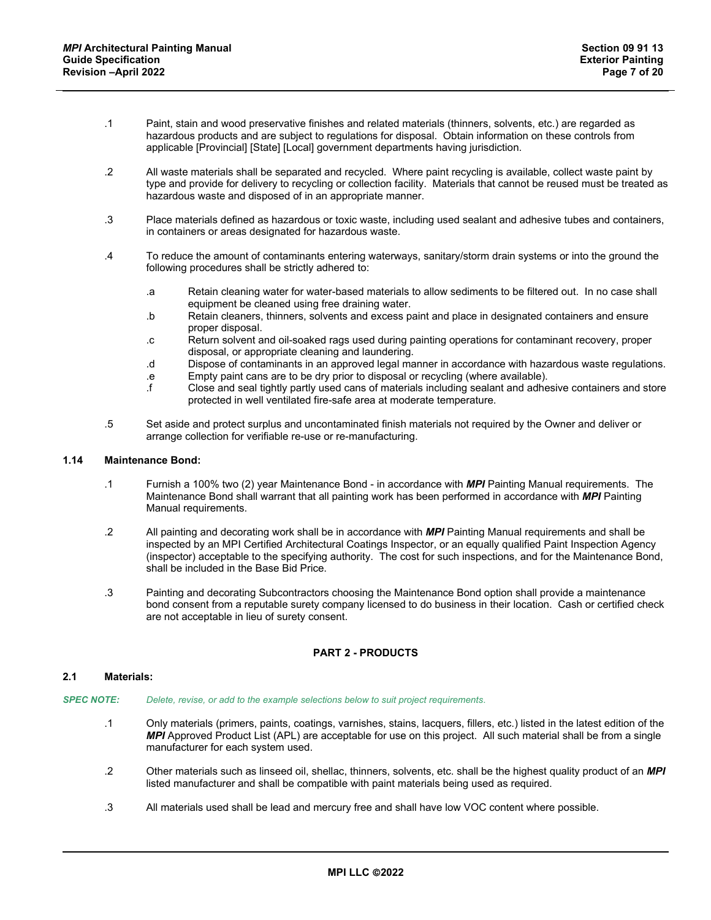.1 Paint, stain and wood preservative finishes and related materials (thinners, solvents, etc.) are regarded as hazardous products and are subject to regulations for disposal. Obtain information on these controls from applicable [Provincial] [State] [Local] government departments having jurisdiction.

.2 All waste materials shall be separated and recycled. Where paint recycling is available, collect waste paint by type and provide for delivery to recycling or collection facility. Materials that cannot be reused must be treated as hazardous waste and disposed of in an appropriate manner.

.3 Place materials defined as hazardous or toxic waste, including used sealant and adhesive tubes and containers, in containers or areas designated for hazardous waste.

.4 To reduce the amount of contaminants entering waterways, sanitary/storm drain systems or into the ground the following procedures shall be strictly adhered to:

- .a Retain cleaning water for water-based materials to allow sediments to be filtered out. In no case shall equipment be cleaned using free draining water.
- .b Retain cleaners, thinners, solvents and excess paint and place in designated containers and ensure proper disposal.
- .c Return solvent and oil-soaked rags used during painting operations for contaminant recovery, proper disposal, or appropriate cleaning and laundering.
- .d Dispose of contaminants in an approved legal manner in accordance with hazardous waste regulations.
- .e Empty paint cans are to be dry prior to disposal or recycling (where available).
- .f Close and seal tightly partly used cans of materials including sealant and adhesive containers and store protected in well ventilated fire-safe area at moderate temperature.

.5 Set aside and protect surplus and uncontaminated finish materials not required by the Owner and deliver or arrange collection for verifiable re-use or re-manufacturing.

### 1.14 Maintenance Bond:

.1 Furnish a 100% two (2) year Maintenance Bond - in accordance with ***MPI*** Painting Manual requirements. The Maintenance Bond shall warrant that all painting work has been performed in accordance with ***MPI*** Painting Manual requirements.

.2 All painting and decorating work shall be in accordance with ***MPI*** Painting Manual requirements and shall be inspected by an MPI Certified Architectural Coatings Inspector, or an equally qualified Paint Inspection Agency (inspector) acceptable to the specifying authority. The cost for such inspections, and for the Maintenance Bond, shall be included in the Base Bid Price.

.3 Painting and decorating Subcontractors choosing the Maintenance Bond option shall provide a maintenance bond consent from a reputable surety company licensed to do business in their location. Cash or certified check are not acceptable in lieu of surety consent.

## PART 2 - PRODUCTS

### 2.1 Materials:

***SPEC NOTE:*** *Delete, revise, or add to the example selections below to suit project requirements.*

.1 Only materials (primers, paints, coatings, varnishes, stains, lacquers, fillers, etc.) listed in the latest edition of the ***MPI*** Approved Product List (APL) are acceptable for use on this project. All such material shall be from a single manufacturer for each system used.

.2 Other materials such as linseed oil, shellac, thinners, solvents, etc. shall be the highest quality product of an ***MPI*** listed manufacturer and shall be compatible with paint materials being used as required.

.3 All materials used shall be lead and mercury free and shall have low VOC content where possible.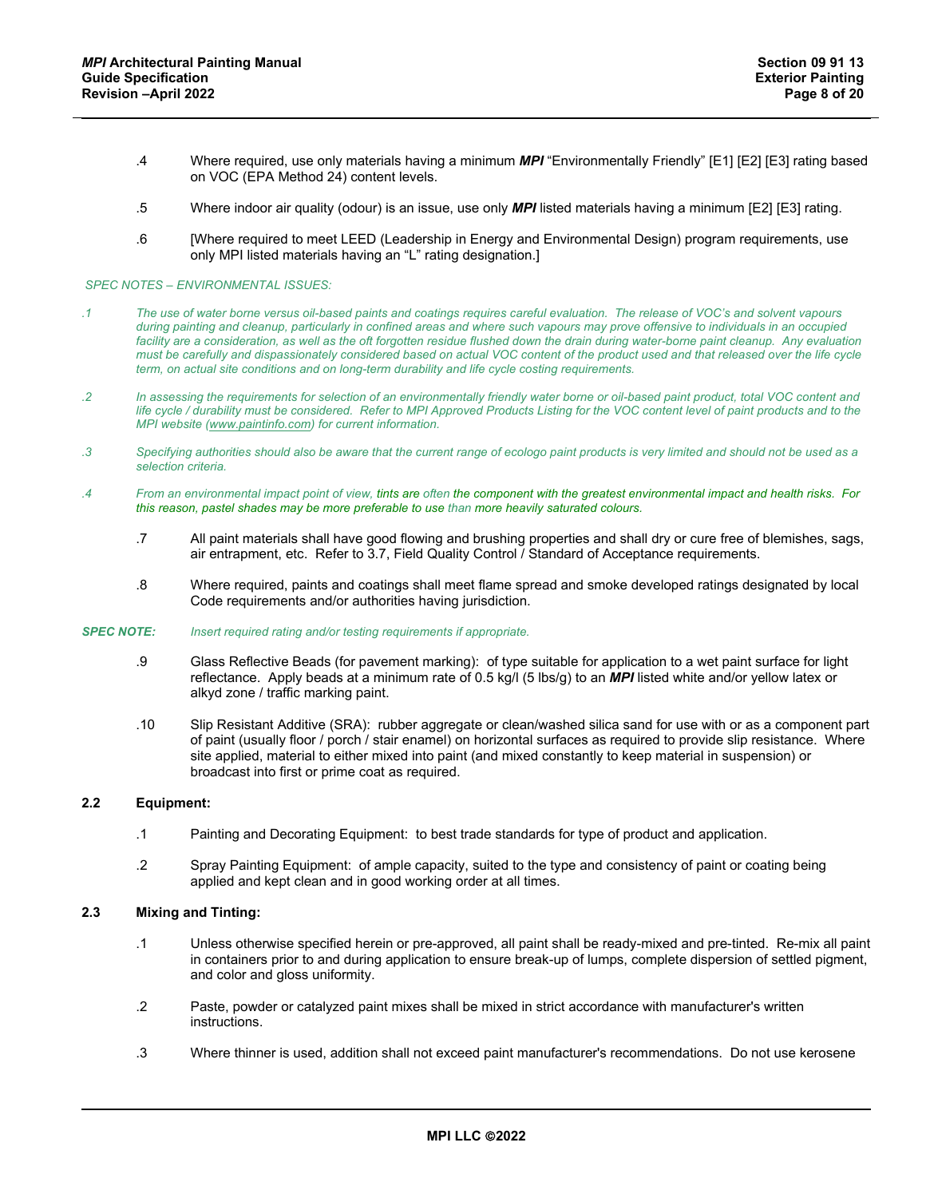.4 Where required, use only materials having a minimum ***MPI*** “Environmentally Friendly” [E1] [E2] [E3] rating based on VOC (EPA Method 24) content levels.

.5 Where indoor air quality (odour) is an issue, use only ***MPI*** listed materials having a minimum [E2] [E3] rating.

.6 [Where required to meet LEED (Leadership in Energy and Environmental Design) program requirements, use only MPI listed materials having an “L” rating designation.]

*SPEC NOTES – ENVIRONMENTAL ISSUES:*

*.1 The use of water borne versus oil-based paints and coatings requires careful evaluation. The release of VOC’s and solvent vapours during painting and cleanup, particularly in confined areas and where such vapours may prove offensive to individuals in an occupied facility are a consideration, as well as the oft forgotten residue flushed down the drain during water-borne paint cleanup. Any evaluation must be carefully and dispassionately considered based on actual VOC content of the product used and that released over the life cycle term, on actual site conditions and on long-term durability and life cycle costing requirements.*

*.2 In assessing the requirements for selection of an environmentally friendly water borne or oil-based paint product, total VOC content and life cycle / durability must be considered. Refer to MPI Approved Products Listing for the VOC content level of paint products and to the MPI website (www.paintinfo.com) for current information.*

*.3 Specifying authorities should also be aware that the current range of ecologo paint products is very limited and should not be used as a selection criteria.*

*.4 From an environmental impact point of view, tints are often the component with the greatest environmental impact and health risks. For this reason, pastel shades may be more preferable to use than more heavily saturated colours.*

.7 All paint materials shall have good flowing and brushing properties and shall dry or cure free of blemishes, sags, air entrapment, etc. Refer to 3.7, Field Quality Control / Standard of Acceptance requirements.

.8 Where required, paints and coatings shall meet flame spread and smoke developed ratings designated by local Code requirements and/or authorities having jurisdiction.

***SPEC NOTE:*** *Insert required rating and/or testing requirements if appropriate.*

.9 Glass Reflective Beads (for pavement marking): of type suitable for application to a wet paint surface for light reflectance. Apply beads at a minimum rate of 0.5 kg/l (5 lbs/g) to an ***MPI*** listed white and/or yellow latex or alkyd zone / traffic marking paint.

.10 Slip Resistant Additive (SRA): rubber aggregate or clean/washed silica sand for use with or as a component part of paint (usually floor / porch / stair enamel) on horizontal surfaces as required to provide slip resistance. Where site applied, material to either mixed into paint (and mixed constantly to keep material in suspension) or broadcast into first or prime coat as required.

## 2.2 Equipment:

.1 Painting and Decorating Equipment: to best trade standards for type of product and application.

.2 Spray Painting Equipment: of ample capacity, suited to the type and consistency of paint or coating being applied and kept clean and in good working order at all times.

## 2.3 Mixing and Tinting:

.1 Unless otherwise specified herein or pre-approved, all paint shall be ready-mixed and pre-tinted. Re-mix all paint in containers prior to and during application to ensure break-up of lumps, complete dispersion of settled pigment, and color and gloss uniformity.

.2 Paste, powder or catalyzed paint mixes shall be mixed in strict accordance with manufacturer's written instructions.

.3 Where thinner is used, addition shall not exceed paint manufacturer's recommendations. Do not use kerosene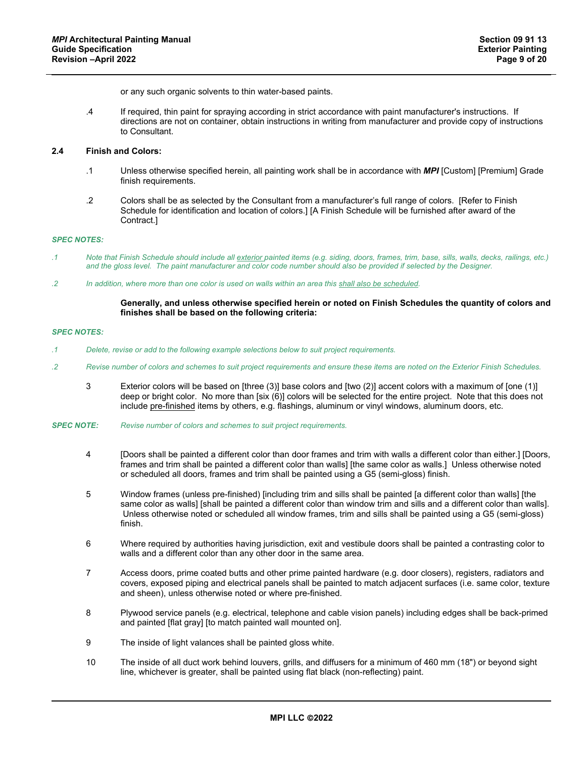or any such organic solvents to thin water-based paints.

.4 If required, thin paint for spraying according in strict accordance with paint manufacturer's instructions. If directions are not on container, obtain instructions in writing from manufacturer and provide copy of instructions to Consultant.

### 2.4 Finish and Colors:

.1 Unless otherwise specified herein, all painting work shall be in accordance with ***MPI*** [Custom] [Premium] Grade finish requirements.

.2 Colors shall be as selected by the Consultant from a manufacturer's full range of colors. [Refer to Finish Schedule for identification and location of colors.] [A Finish Schedule will be furnished after award of the Contract.]

*SPEC NOTES:*

*.1 Note that Finish Schedule should include all exterior painted items (e.g. siding, doors, frames, trim, base, sills, walls, decks, railings, etc.) and the gloss level. The paint manufacturer and color code number should also be provided if selected by the Designer.*

*.2 In addition, where more than one color is used on walls within an area this shall also be scheduled.*

**Generally, and unless otherwise specified herein or noted on Finish Schedules the quantity of colors and finishes shall be based on the following criteria:**

*SPEC NOTES:*

*.1 Delete, revise or add to the following example selections below to suit project requirements.*

*.2 Revise number of colors and schemes to suit project requirements and ensure these items are noted on the Exterior Finish Schedules.*

3 Exterior colors will be based on [three (3)] base colors and [two (2)] accent colors with a maximum of [one (1)] deep or bright color. No more than [six (6)] colors will be selected for the entire project. Note that this does not include pre-finished items by others, e.g. flashings, aluminum or vinyl windows, aluminum doors, etc.

*SPEC NOTE: Revise number of colors and schemes to suit project requirements.*

4 [Doors shall be painted a different color than door frames and trim with walls a different color than either.] [Doors, frames and trim shall be painted a different color than walls] [the same color as walls.] Unless otherwise noted or scheduled all doors, frames and trim shall be painted using a G5 (semi-gloss) finish.

5 Window frames (unless pre-finished) [including trim and sills shall be painted [a different color than walls] [the same color as walls] [shall be painted a different color than window trim and sills and a different color than walls]. Unless otherwise noted or scheduled all window frames, trim and sills shall be painted using a G5 (semi-gloss) finish.

6 Where required by authorities having jurisdiction, exit and vestibule doors shall be painted a contrasting color to walls and a different color than any other door in the same area.

7 Access doors, prime coated butts and other prime painted hardware (e.g. door closers), registers, radiators and covers, exposed piping and electrical panels shall be painted to match adjacent surfaces (i.e. same color, texture and sheen), unless otherwise noted or where pre-finished.

8 Plywood service panels (e.g. electrical, telephone and cable vision panels) including edges shall be back-primed and painted [flat gray] [to match painted wall mounted on].

9 The inside of light valances shall be painted gloss white.

10 The inside of all duct work behind louvers, grills, and diffusers for a minimum of 460 mm (18") or beyond sight line, whichever is greater, shall be painted using flat black (non-reflecting) paint.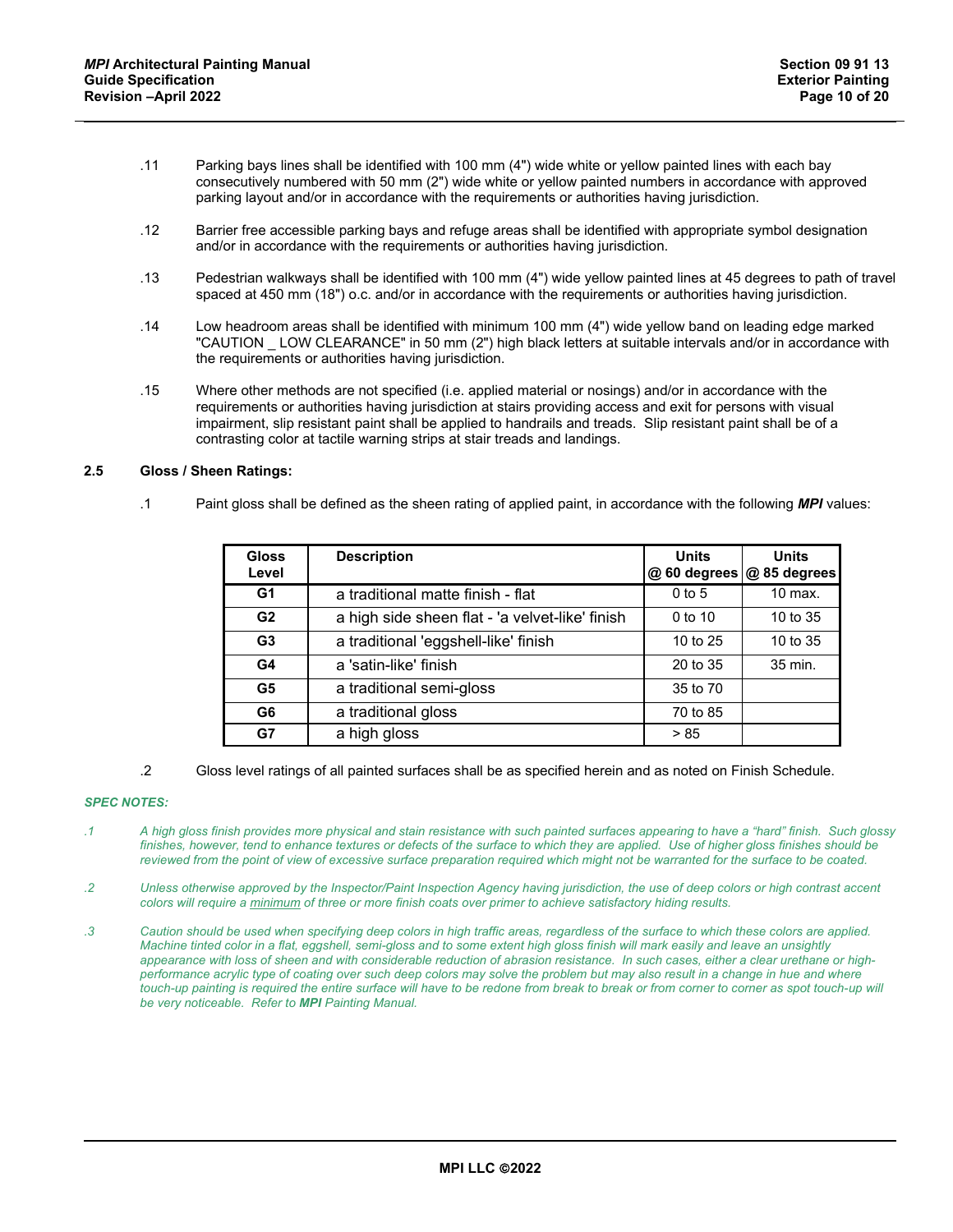.11 Parking bays lines shall be identified with 100 mm (4") wide white or yellow painted lines with each bay consecutively numbered with 50 mm (2") wide white or yellow painted numbers in accordance with approved parking layout and/or in accordance with the requirements or authorities having jurisdiction.

.12 Barrier free accessible parking bays and refuge areas shall be identified with appropriate symbol designation and/or in accordance with the requirements or authorities having jurisdiction.

.13 Pedestrian walkways shall be identified with 100 mm (4") wide yellow painted lines at 45 degrees to path of travel spaced at 450 mm (18") o.c. and/or in accordance with the requirements or authorities having jurisdiction.

.14 Low headroom areas shall be identified with minimum 100 mm (4") wide yellow band on leading edge marked "CAUTION _ LOW CLEARANCE" in 50 mm (2") high black letters at suitable intervals and/or in accordance with the requirements or authorities having jurisdiction.

.15 Where other methods are not specified (i.e. applied material or nosings) and/or in accordance with the requirements or authorities having jurisdiction at stairs providing access and exit for persons with visual impairment, slip resistant paint shall be applied to handrails and treads. Slip resistant paint shall be of a contrasting color at tactile warning strips at stair treads and landings.

### 2.5 Gloss / Sheen Ratings:

.1 Paint gloss shall be defined as the sheen rating of applied paint, in accordance with the following ***MPI*** values:

| Gloss Level | Description | Units @ 60 degrees | Units @ 85 degrees |
|---|---|---|---|
| **G1** | a traditional matte finish - flat | 0 to 5 | 10 max. |
| **G2** | a high side sheen flat - 'a velvet-like' finish | 0 to 10 | 10 to 35 |
| **G3** | a traditional 'eggshell-like' finish | 10 to 25 | 10 to 35 |
| **G4** | a 'satin-like' finish | 20 to 35 | 35 min. |
| **G5** | a traditional semi-gloss | 35 to 70 | |
| **G6** | a traditional gloss | 70 to 85 | |
| **G7** | a high gloss | > 85 | |

.2 Gloss level ratings of all painted surfaces shall be as specified herein and as noted on Finish Schedule.

***SPEC NOTES:***

*.1 A high gloss finish provides more physical and stain resistance with such painted surfaces appearing to have a "hard" finish. Such glossy finishes, however, tend to enhance textures or defects of the surface to which they are applied. Use of higher gloss finishes should be reviewed from the point of view of excessive surface preparation required which might not be warranted for the surface to be coated.*

*.2 Unless otherwise approved by the Inspector/Paint Inspection Agency having jurisdiction, the use of deep colors or high contrast accent colors will require a minimum of three or more finish coats over primer to achieve satisfactory hiding results.*

*.3 Caution should be used when specifying deep colors in high traffic areas, regardless of the surface to which these colors are applied. Machine tinted color in a flat, eggshell, semi-gloss and to some extent high gloss finish will mark easily and leave an unsightly appearance with loss of sheen and with considerable reduction of abrasion resistance. In such cases, either a clear urethane or high-performance acrylic type of coating over such deep colors may solve the problem but may also result in a change in hue and where touch-up painting is required the entire surface will have to be redone from break to break or from corner to corner as spot touch-up will be very noticeable. Refer to **MPI** Painting Manual.*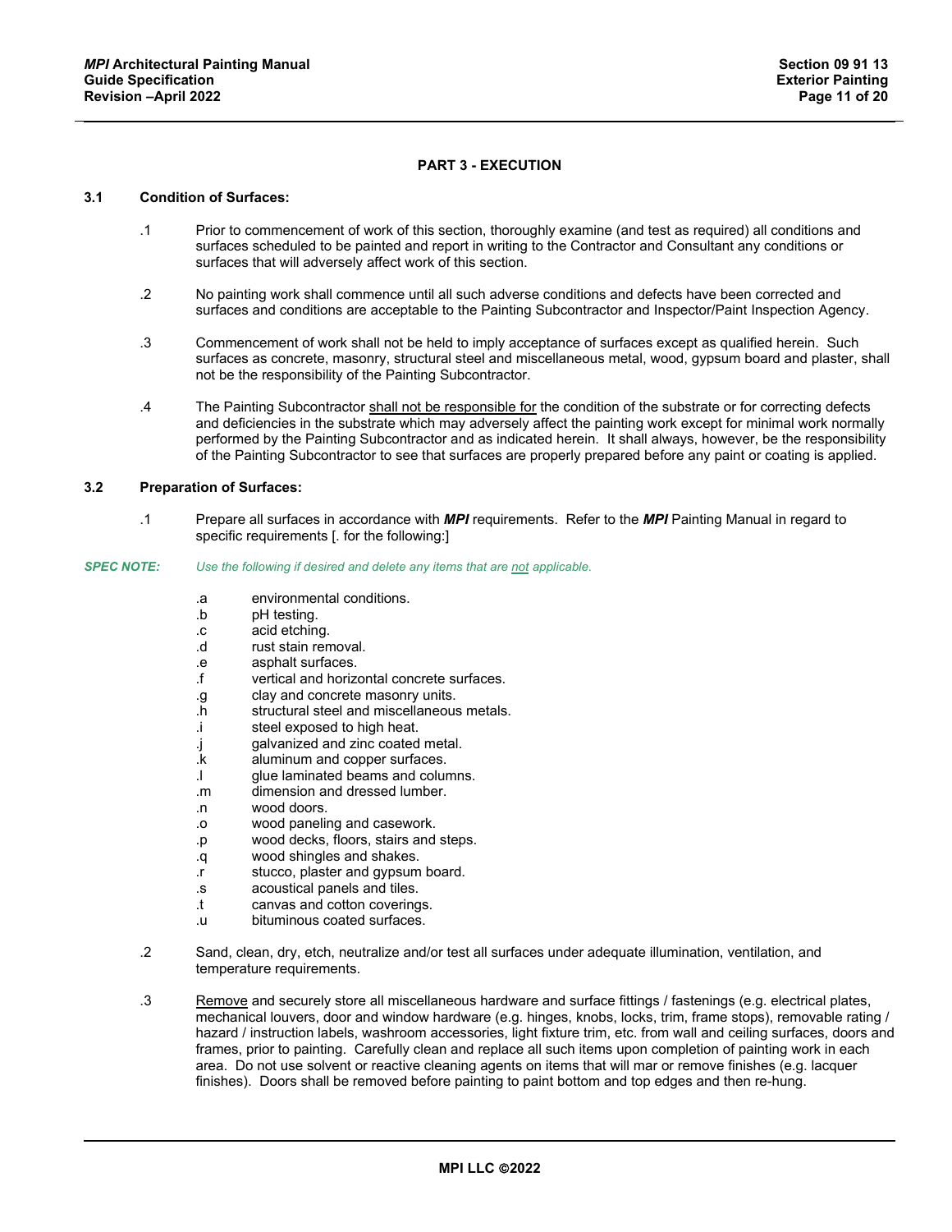## PART 3 - EXECUTION

### 3.1 Condition of Surfaces:

.1 Prior to commencement of work of this section, thoroughly examine (and test as required) all conditions and surfaces scheduled to be painted and report in writing to the Contractor and Consultant any conditions or surfaces that will adversely affect work of this section.

.2 No painting work shall commence until all such adverse conditions and defects have been corrected and surfaces and conditions are acceptable to the Painting Subcontractor and Inspector/Paint Inspection Agency.

.3 Commencement of work shall not be held to imply acceptance of surfaces except as qualified herein. Such surfaces as concrete, masonry, structural steel and miscellaneous metal, wood, gypsum board and plaster, shall not be the responsibility of the Painting Subcontractor.

.4 The Painting Subcontractor <u>shall not be responsible for</u> the condition of the substrate or for correcting defects and deficiencies in the substrate which may adversely affect the painting work except for minimal work normally performed by the Painting Subcontractor and as indicated herein. It shall always, however, be the responsibility of the Painting Subcontractor to see that surfaces are properly prepared before any paint or coating is applied.

### 3.2 Preparation of Surfaces:

.1 Prepare all surfaces in accordance with ***MPI*** requirements. Refer to the ***MPI*** Painting Manual in regard to specific requirements [. for the following:]

***SPEC NOTE:*** *Use the following if desired and delete any items that are <u>not</u> applicable.*

- .a environmental conditions.
- .b pH testing.
- .c acid etching.
- .d rust stain removal.
- .e asphalt surfaces.
- .f vertical and horizontal concrete surfaces.
- .g clay and concrete masonry units.
- .h structural steel and miscellaneous metals.
- .i steel exposed to high heat.
- .j galvanized and zinc coated metal.
- .k aluminum and copper surfaces.
- .l glue laminated beams and columns.
- .m dimension and dressed lumber.
- .n wood doors.
- .o wood paneling and casework.
- .p wood decks, floors, stairs and steps.
- .q wood shingles and shakes.
- .r stucco, plaster and gypsum board.
- .s acoustical panels and tiles.
- .t canvas and cotton coverings.
- .u bituminous coated surfaces.

.2 Sand, clean, dry, etch, neutralize and/or test all surfaces under adequate illumination, ventilation, and temperature requirements.

.3 <u>Remove</u> and securely store all miscellaneous hardware and surface fittings / fastenings (e.g. electrical plates, mechanical louvers, door and window hardware (e.g. hinges, knobs, locks, trim, frame stops), removable rating / hazard / instruction labels, washroom accessories, light fixture trim, etc. from wall and ceiling surfaces, doors and frames, prior to painting. Carefully clean and replace all such items upon completion of painting work in each area. Do not use solvent or reactive cleaning agents on items that will mar or remove finishes (e.g. lacquer finishes). Doors shall be removed before painting to paint bottom and top edges and then re-hung.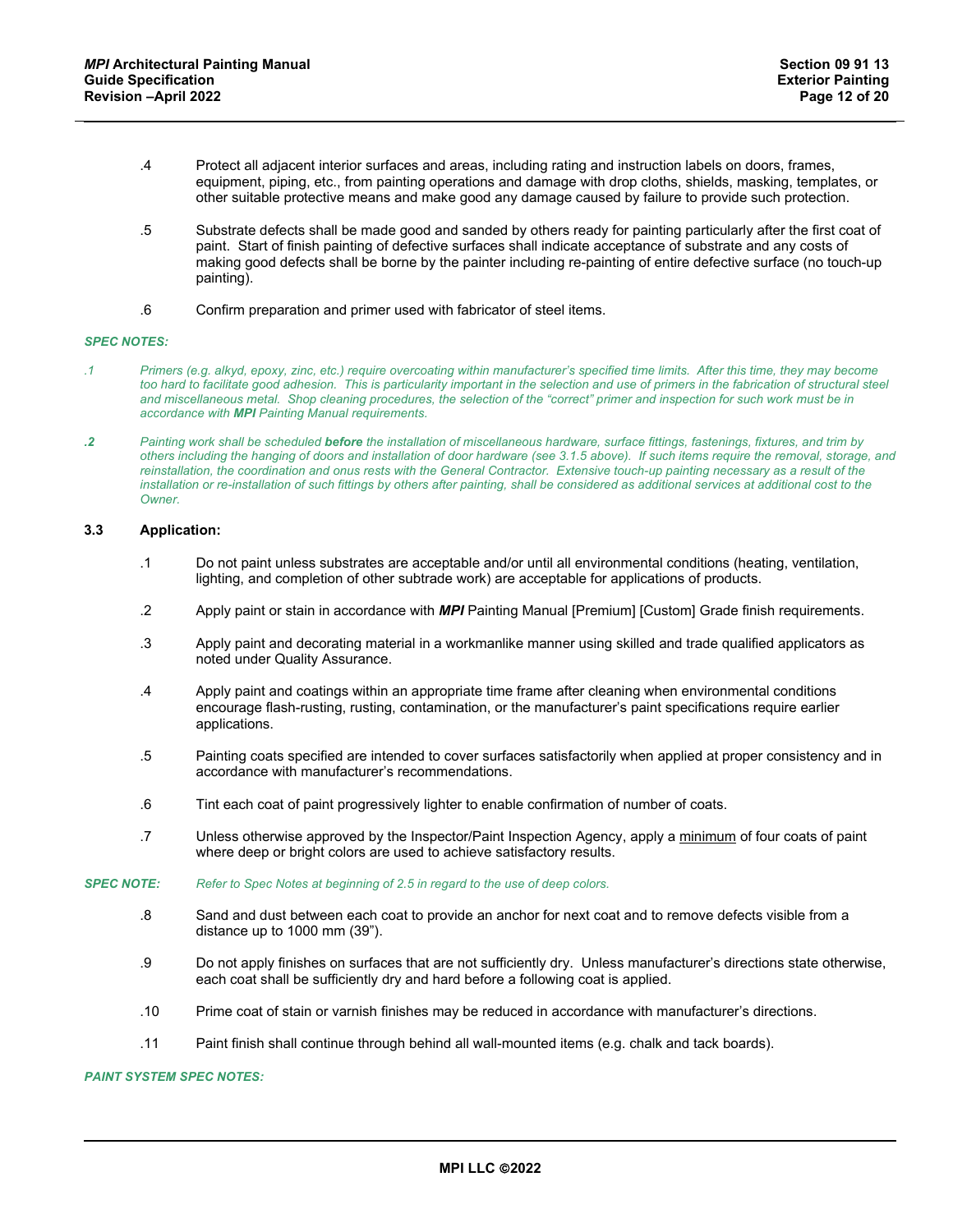.4 Protect all adjacent interior surfaces and areas, including rating and instruction labels on doors, frames, equipment, piping, etc., from painting operations and damage with drop cloths, shields, masking, templates, or other suitable protective means and make good any damage caused by failure to provide such protection.

.5 Substrate defects shall be made good and sanded by others ready for painting particularly after the first coat of paint. Start of finish painting of defective surfaces shall indicate acceptance of substrate and any costs of making good defects shall be borne by the painter including re-painting of entire defective surface (no touch-up painting).

.6 Confirm preparation and primer used with fabricator of steel items.

*SPEC NOTES:*

*.1 Primers (e.g. alkyd, epoxy, zinc, etc.) require overcoating within manufacturer's specified time limits. After this time, they may become too hard to facilitate good adhesion. This is particularity important in the selection and use of primers in the fabrication of structural steel and miscellaneous metal. Shop cleaning procedures, the selection of the "correct" primer and inspection for such work must be in accordance with **MPI** Painting Manual requirements.*

***.2*** *Painting work shall be scheduled **before** the installation of miscellaneous hardware, surface fittings, fastenings, fixtures, and trim by others including the hanging of doors and installation of door hardware (see 3.1.5 above). If such items require the removal, storage, and reinstallation, the coordination and onus rests with the General Contractor. Extensive touch-up painting necessary as a result of the installation or re-installation of such fittings by others after painting, shall be considered as additional services at additional cost to the Owner.*

### 3.3 Application:

.1 Do not paint unless substrates are acceptable and/or until all environmental conditions (heating, ventilation, lighting, and completion of other subtrade work) are acceptable for applications of products.

.2 Apply paint or stain in accordance with ***MPI*** Painting Manual [Premium] [Custom] Grade finish requirements.

.3 Apply paint and decorating material in a workmanlike manner using skilled and trade qualified applicators as noted under Quality Assurance.

.4 Apply paint and coatings within an appropriate time frame after cleaning when environmental conditions encourage flash-rusting, rusting, contamination, or the manufacturer's paint specifications require earlier applications.

.5 Painting coats specified are intended to cover surfaces satisfactorily when applied at proper consistency and in accordance with manufacturer's recommendations.

.6 Tint each coat of paint progressively lighter to enable confirmation of number of coats.

.7 Unless otherwise approved by the Inspector/Paint Inspection Agency, apply a <u>minimum</u> of four coats of paint where deep or bright colors are used to achieve satisfactory results.

***SPEC NOTE:*** *Refer to Spec Notes at beginning of 2.5 in regard to the use of deep colors.*

.8 Sand and dust between each coat to provide an anchor for next coat and to remove defects visible from a distance up to 1000 mm (39").

.9 Do not apply finishes on surfaces that are not sufficiently dry. Unless manufacturer's directions state otherwise, each coat shall be sufficiently dry and hard before a following coat is applied.

.10 Prime coat of stain or varnish finishes may be reduced in accordance with manufacturer's directions.

.11 Paint finish shall continue through behind all wall-mounted items (e.g. chalk and tack boards).

***PAINT SYSTEM SPEC NOTES:***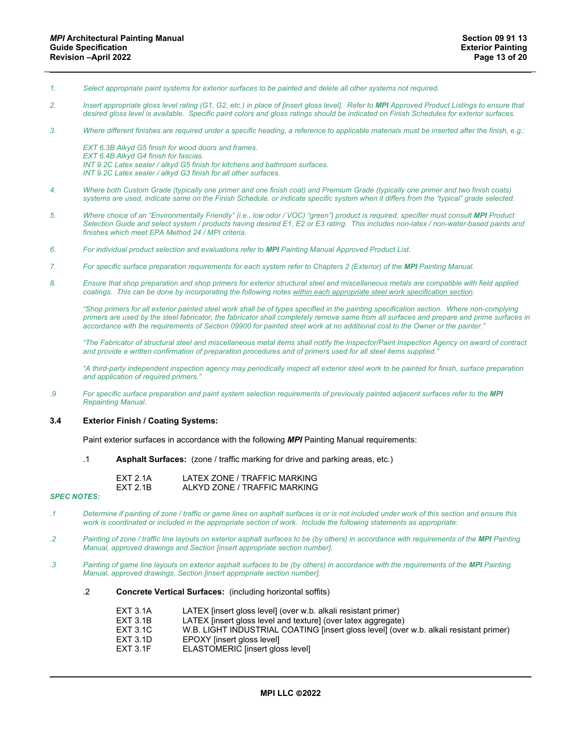*1. Select appropriate paint systems for exterior surfaces to be painted and delete all other systems not required.*

*2. Insert appropriate gloss level rating (G1, G2, etc.) in place of [insert gloss level]. Refer to **MPI** Approved Product Listings to ensure that desired gloss level is available. Specific paint colors and gloss ratings should be indicated on Finish Schedules for exterior surfaces.*

*3. Where different finishes are required under a specific heading, a reference to applicable materials must be inserted after the finish, e.g.:*

*EXT 6.3B Alkyd G5 finish for wood doors and frames.*
*EXT 6.4B Alkyd G4 finish for fascias.*
*INT 9.2C Latex sealer / alkyd G5 finish for kitchens and bathroom surfaces.*
*INT 9.2C Latex sealer / alkyd G3 finish for all other surfaces.*

*4. Where both Custom Grade (typically one primer and one finish coat) and Premium Grade (typically one primer and two finish coats) systems are used, indicate same on the Finish Schedule, or indicate specific system when it differs from the "typical" grade selected.*

*5. Where choice of an "Environmentally Friendly" (i.e., low odor / VOC) "green") product is required, specifier must consult **MPI** Product Selection Guide and select system / products having desired E1, E2 or E3 rating. This includes non-latex / non-water-based paints and finishes which meet EPA Method 24 / MPI criteria.*

*6. For individual product selection and evaluations refer to **MPI** Painting Manual Approved Product List.*

*7. For specific surface preparation requirements for each system refer to Chapters 2 (Exterior) of the **MPI** Painting Manual.*

*8. Ensure that shop preparation and shop primers for exterior structural steel and miscellaneous metals are compatible with field applied coatings. This can be done by incorporating the following notes <u>within each appropriate steel work specification section</u>.*

*"Shop primers for all exterior painted steel work shall be of types specified in the painting specification section. Where non-complying primers are used by the steel fabricator, the fabricator shall completely remove same from all surfaces and prepare and prime surfaces in accordance with the requirements of Section 09900 for painted steel work at no additional cost to the Owner or the painter."*

*"The Fabricator of structural steel and miscellaneous metal items shall notify the Inspector/Paint Inspection Agency on award of contract and provide a written confirmation of preparation procedures and of primers used for all steel items supplied."*

*"A third-party independent inspection agency may periodically inspect all exterior steel work to be painted for finish, surface preparation and application of required primers."*

*.9 For specific surface preparation and paint system selection requirements of previously painted adjacent surfaces refer to the **MPI** Repainting Manual.*

### 3.4 Exterior Finish / Coating Systems:

Paint exterior surfaces in accordance with the following ***MPI*** Painting Manual requirements:

.1 **Asphalt Surfaces:** (zone / traffic marking for drive and parking areas, etc.)

EXT 2.1A LATEX ZONE / TRAFFIC MARKING
EXT 2.1B ALKYD ZONE / TRAFFIC MARKING

***SPEC NOTES:***

*.1 Determine if painting of zone / traffic or game lines on asphalt surfaces is or is not included under work of this section and ensure this work is coordinated or included in the appropriate section of work. Include the following statements as appropriate:*

*.2 Painting of zone / traffic line layouts on exterior asphalt surfaces to be (by others) in accordance with requirements of the **MPI** Painting Manual, approved drawings and Section [insert appropriate section number].*

*.3 Painting of game line layouts on exterior asphalt surfaces to be (by others) in accordance with the requirements of the **MPI** Painting Manual, approved drawings, Section [insert appropriate section number].*

.2 **Concrete Vertical Surfaces:** (including horizontal soffits)

EXT 3.1A LATEX [insert gloss level] (over w.b. alkali resistant primer)
EXT 3.1B LATEX [insert gloss level and texture] (over latex aggregate)
EXT 3.1C W.B. LIGHT INDUSTRIAL COATING [insert gloss level] (over w.b. alkali resistant primer)
EXT 3.1D EPOXY [insert gloss level]
EXT 3.1F ELASTOMERIC [insert gloss level]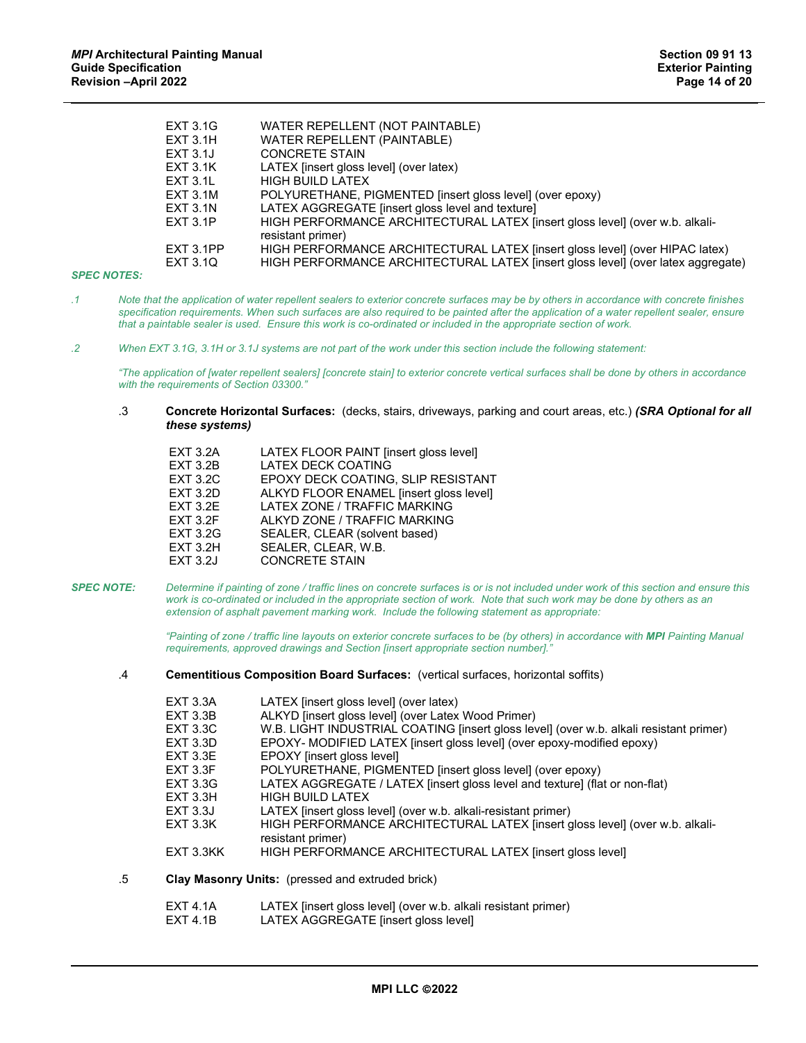| | |
|---|---|
| EXT 3.1G | WATER REPELLENT (NOT PAINTABLE) |
| EXT 3.1H | WATER REPELLENT (PAINTABLE) |
| EXT 3.1J | CONCRETE STAIN |
| EXT 3.1K | LATEX [insert gloss level] (over latex) |
| EXT 3.1L | HIGH BUILD LATEX |
| EXT 3.1M | POLYURETHANE, PIGMENTED [insert gloss level] (over epoxy) |
| EXT 3.1N | LATEX AGGREGATE [insert gloss level and texture] |
| EXT 3.1P | HIGH PERFORMANCE ARCHITECTURAL LATEX [insert gloss level] (over w.b. alkali-resistant primer) |
| EXT 3.1PP | HIGH PERFORMANCE ARCHITECTURAL LATEX [insert gloss level] (over HIPAC latex) |
| EXT 3.1Q | HIGH PERFORMANCE ARCHITECTURAL LATEX [insert gloss level] (over latex aggregate) |

***SPEC NOTES:***

*.1 Note that the application of water repellent sealers to exterior concrete surfaces may be by others in accordance with concrete finishes specification requirements. When such surfaces are also required to be painted after the application of a water repellent sealer, ensure that a paintable sealer is used. Ensure this work is co-ordinated or included in the appropriate section of work.*

*.2 When EXT 3.1G, 3.1H or 3.1J systems are not part of the work under this section include the following statement:*

*"The application of [water repellent sealers] [concrete stain] to exterior concrete vertical surfaces shall be done by others in accordance with the requirements of Section 03300."*

.3 **Concrete Horizontal Surfaces:** (decks, stairs, driveways, parking and court areas, etc.) ***(SRA Optional for all these systems)***

| | |
|---|---|
| EXT 3.2A | LATEX FLOOR PAINT [insert gloss level] |
| EXT 3.2B | LATEX DECK COATING |
| EXT 3.2C | EPOXY DECK COATING, SLIP RESISTANT |
| EXT 3.2D | ALKYD FLOOR ENAMEL [insert gloss level] |
| EXT 3.2E | LATEX ZONE / TRAFFIC MARKING |
| EXT 3.2F | ALKYD ZONE / TRAFFIC MARKING |
| EXT 3.2G | SEALER, CLEAR (solvent based) |
| EXT 3.2H | SEALER, CLEAR, W.B. |
| EXT 3.2J | CONCRETE STAIN |

***SPEC NOTE:*** *Determine if painting of zone / traffic lines on concrete surfaces is or is not included under work of this section and ensure this work is co-ordinated or included in the appropriate section of work. Note that such work may be done by others as an extension of asphalt pavement marking work. Include the following statement as appropriate:*

*"Painting of zone / traffic line layouts on exterior concrete surfaces to be (by others) in accordance with **MPI** Painting Manual requirements, approved drawings and Section [insert appropriate section number]."*

.4 **Cementitious Composition Board Surfaces:** (vertical surfaces, horizontal soffits)

| | |
|---|---|
| EXT 3.3A | LATEX [insert gloss level] (over latex) |
| EXT 3.3B | ALKYD [insert gloss level] (over Latex Wood Primer) |
| EXT 3.3C | W.B. LIGHT INDUSTRIAL COATING [insert gloss level] (over w.b. alkali resistant primer) |
| EXT 3.3D | EPOXY- MODIFIED LATEX [insert gloss level] (over epoxy-modified epoxy) |
| EXT 3.3E | EPOXY [insert gloss level] |
| EXT 3.3F | POLYURETHANE, PIGMENTED [insert gloss level] (over epoxy) |
| EXT 3.3G | LATEX AGGREGATE / LATEX [insert gloss level and texture] (flat or non-flat) |
| EXT 3.3H | HIGH BUILD LATEX |
| EXT 3.3J | LATEX [insert gloss level] (over w.b. alkali-resistant primer) |
| EXT 3.3K | HIGH PERFORMANCE ARCHITECTURAL LATEX [insert gloss level] (over w.b. alkali-resistant primer) |
| EXT 3.3KK | HIGH PERFORMANCE ARCHITECTURAL LATEX [insert gloss level] |

.5 **Clay Masonry Units:** (pressed and extruded brick)

| | |
|---|---|
| EXT 4.1A | LATEX [insert gloss level] (over w.b. alkali resistant primer) |
| EXT 4.1B | LATEX AGGREGATE [insert gloss level] |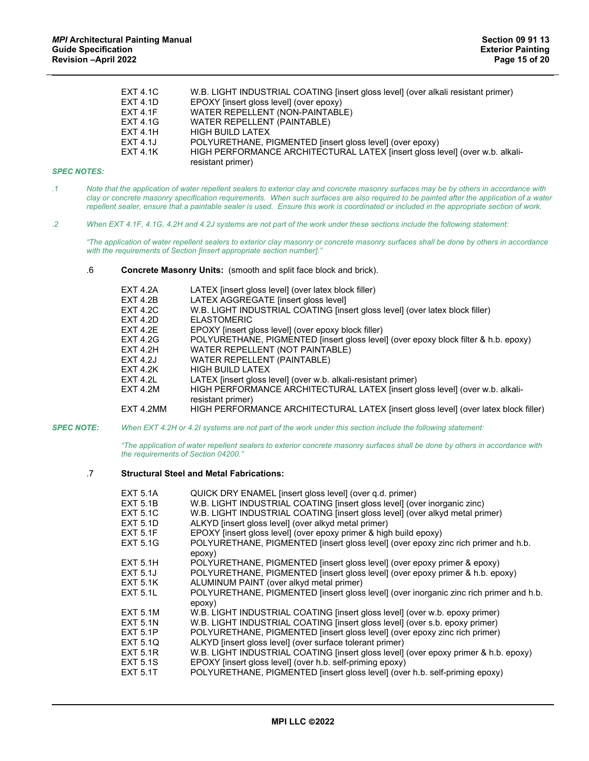EXT 4.1C W.B. LIGHT INDUSTRIAL COATING [insert gloss level] (over alkali resistant primer)
EXT 4.1D EPOXY [insert gloss level] (over epoxy)
EXT 4.1F WATER REPELLENT (NON-PAINTABLE)
EXT 4.1G WATER REPELLENT (PAINTABLE)
EXT 4.1H HIGH BUILD LATEX
EXT 4.1J POLYURETHANE, PIGMENTED [insert gloss level] (over epoxy)
EXT 4.1K HIGH PERFORMANCE ARCHITECTURAL LATEX [insert gloss level] (over w.b. alkali-resistant primer)

***SPEC NOTES:***

*.1 Note that the application of water repellent sealers to exterior clay and concrete masonry surfaces may be by others in accordance with clay or concrete masonry specification requirements. When such surfaces are also required to be painted after the application of a water repellent sealer, ensure that a paintable sealer is used. Ensure this work is coordinated or included in the appropriate section of work.*

*.2 When EXT 4.1F, 4.1G, 4.2H and 4.2J systems are not part of the work under these sections include the following statement:*

*"The application of water repellent sealers to exterior clay masonry or concrete masonry surfaces shall be done by others in accordance with the requirements of Section [insert appropriate section number]."*

.6 **Concrete Masonry Units:** (smooth and split face block and brick).

EXT 4.2A LATEX [insert gloss level] (over latex block filler)
EXT 4.2B LATEX AGGREGATE [insert gloss level]
EXT 4.2C W.B. LIGHT INDUSTRIAL COATING [insert gloss level] (over latex block filler)
EXT 4.2D ELASTOMERIC
EXT 4.2E EPOXY [insert gloss level] (over epoxy block filler)
EXT 4.2G POLYURETHANE, PIGMENTED [insert gloss level] (over epoxy block filter & h.b. epoxy)
EXT 4.2H WATER REPELLENT (NOT PAINTABLE)
EXT 4.2J WATER REPELLENT (PAINTABLE)
EXT 4.2K HIGH BUILD LATEX
EXT 4.2L LATEX [insert gloss level] (over w.b. alkali-resistant primer)
EXT 4.2M HIGH PERFORMANCE ARCHITECTURAL LATEX [insert gloss level] (over w.b. alkali-resistant primer)
EXT 4.2MM HIGH PERFORMANCE ARCHITECTURAL LATEX [insert gloss level] (over latex block filler)

***SPEC NOTE:*** *When EXT 4.2H or 4.2I systems are not part of the work under this section include the following statement:*

*"The application of water repellent sealers to exterior concrete masonry surfaces shall be done by others in accordance with the requirements of Section 04200."*

.7 **Structural Steel and Metal Fabrications:**

EXT 5.1A QUICK DRY ENAMEL [insert gloss level] (over q.d. primer)
EXT 5.1B W.B. LIGHT INDUSTRIAL COATING [insert gloss level] (over inorganic zinc)
EXT 5.1C W.B. LIGHT INDUSTRIAL COATING [insert gloss level] (over alkyd metal primer)
EXT 5.1D ALKYD [insert gloss level] (over alkyd metal primer)
EXT 5.1F EPOXY [insert gloss level] (over epoxy primer & high build epoxy)
EXT 5.1G POLYURETHANE, PIGMENTED [insert gloss level] (over epoxy zinc rich primer and h.b. epoxy)
EXT 5.1H POLYURETHANE, PIGMENTED [insert gloss level] (over epoxy primer & epoxy)
EXT 5.1J POLYURETHANE, PIGMENTED [insert gloss level] (over epoxy primer & h.b. epoxy)
EXT 5.1K ALUMINUM PAINT (over alkyd metal primer)
EXT 5.1L POLYURETHANE, PIGMENTED [insert gloss level] (over inorganic zinc rich primer and h.b. epoxy)
EXT 5.1M W.B. LIGHT INDUSTRIAL COATING [insert gloss level] (over w.b. epoxy primer)
EXT 5.1N W.B. LIGHT INDUSTRIAL COATING [insert gloss level] (over s.b. epoxy primer)
EXT 5.1P POLYURETHANE, PIGMENTED [insert gloss level] (over epoxy zinc rich primer)
EXT 5.1Q ALKYD [insert gloss level] (over surface tolerant primer)
EXT 5.1R W.B. LIGHT INDUSTRIAL COATING [insert gloss level] (over epoxy primer & h.b. epoxy)
EXT 5.1S EPOXY [insert gloss level] (over h.b. self-priming epoxy)
EXT 5.1T POLYURETHANE, PIGMENTED [insert gloss level] (over h.b. self-priming epoxy)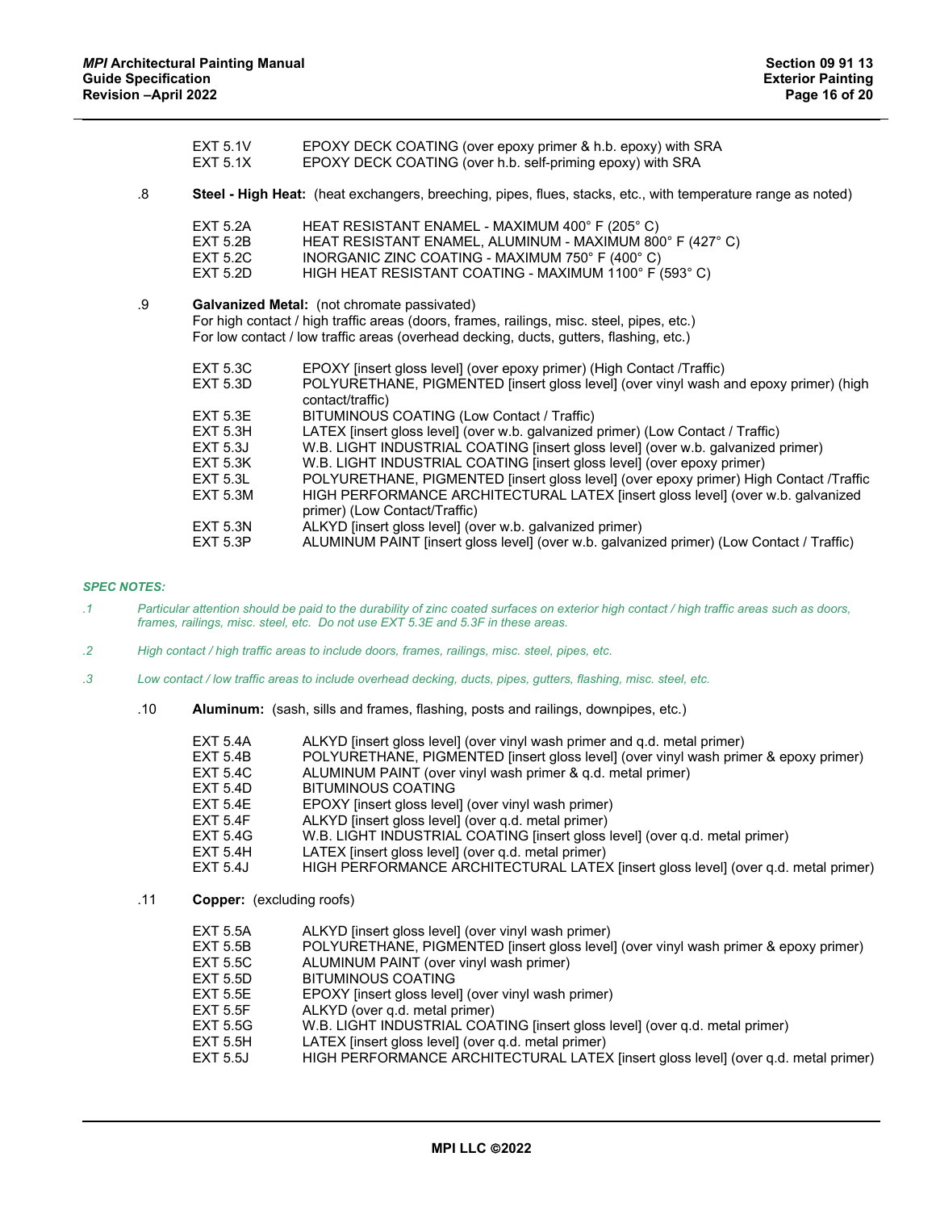EXT 5.1V EPOXY DECK COATING (over epoxy primer & h.b. epoxy) with SRA
EXT 5.1X EPOXY DECK COATING (over h.b. self-priming epoxy) with SRA

.8 **Steel - High Heat:** (heat exchangers, breeching, pipes, flues, stacks, etc., with temperature range as noted)

EXT 5.2A HEAT RESISTANT ENAMEL - MAXIMUM 400° F (205° C)
EXT 5.2B HEAT RESISTANT ENAMEL, ALUMINUM - MAXIMUM 800° F (427° C)
EXT 5.2C INORGANIC ZINC COATING - MAXIMUM 750° F (400° C)
EXT 5.2D HIGH HEAT RESISTANT COATING - MAXIMUM 1100° F (593° C)

.9 **Galvanized Metal:** (not chromate passivated)
For high contact / high traffic areas (doors, frames, railings, misc. steel, pipes, etc.)
For low contact / low traffic areas (overhead decking, ducts, gutters, flashing, etc.)

EXT 5.3C EPOXY [insert gloss level] (over epoxy primer) (High Contact /Traffic)
EXT 5.3D POLYURETHANE, PIGMENTED [insert gloss level] (over vinyl wash and epoxy primer) (high contact/traffic)
EXT 5.3E BITUMINOUS COATING (Low Contact / Traffic)
EXT 5.3H LATEX [insert gloss level] (over w.b. galvanized primer) (Low Contact / Traffic)
EXT 5.3J W.B. LIGHT INDUSTRIAL COATING [insert gloss level] (over w.b. galvanized primer)
EXT 5.3K W.B. LIGHT INDUSTRIAL COATING [insert gloss level] (over epoxy primer)
EXT 5.3L POLYURETHANE, PIGMENTED [insert gloss level] (over epoxy primer) High Contact /Traffic
EXT 5.3M HIGH PERFORMANCE ARCHITECTURAL LATEX [insert gloss level] (over w.b. galvanized primer) (Low Contact/Traffic)
EXT 5.3N ALKYD [insert gloss level] (over w.b. galvanized primer)
EXT 5.3P ALUMINUM PAINT [insert gloss level] (over w.b. galvanized primer) (Low Contact / Traffic)

*SPEC NOTES:*

*.1 Particular attention should be paid to the durability of zinc coated surfaces on exterior high contact / high traffic areas such as doors, frames, railings, misc. steel, etc. Do not use EXT 5.3E and 5.3F in these areas.*

*.2 High contact / high traffic areas to include doors, frames, railings, misc. steel, pipes, etc.*

*.3 Low contact / low traffic areas to include overhead decking, ducts, pipes, gutters, flashing, misc. steel, etc.*

.10 **Aluminum:** (sash, sills and frames, flashing, posts and railings, downpipes, etc.)

EXT 5.4A ALKYD [insert gloss level] (over vinyl wash primer and q.d. metal primer)
EXT 5.4B POLYURETHANE, PIGMENTED [insert gloss level] (over vinyl wash primer & epoxy primer)
EXT 5.4C ALUMINUM PAINT (over vinyl wash primer & q.d. metal primer)
EXT 5.4D BITUMINOUS COATING
EXT 5.4E EPOXY [insert gloss level] (over vinyl wash primer)
EXT 5.4F ALKYD [insert gloss level] (over q.d. metal primer)
EXT 5.4G W.B. LIGHT INDUSTRIAL COATING [insert gloss level] (over q.d. metal primer)
EXT 5.4H LATEX [insert gloss level] (over q.d. metal primer)
EXT 5.4J HIGH PERFORMANCE ARCHITECTURAL LATEX [insert gloss level] (over q.d. metal primer)

.11 **Copper:** (excluding roofs)

EXT 5.5A ALKYD [insert gloss level] (over vinyl wash primer)
EXT 5.5B POLYURETHANE, PIGMENTED [insert gloss level] (over vinyl wash primer & epoxy primer)
EXT 5.5C ALUMINUM PAINT (over vinyl wash primer)
EXT 5.5D BITUMINOUS COATING
EXT 5.5E EPOXY [insert gloss level] (over vinyl wash primer)
EXT 5.5F ALKYD (over q.d. metal primer)
EXT 5.5G W.B. LIGHT INDUSTRIAL COATING [insert gloss level] (over q.d. metal primer)
EXT 5.5H LATEX [insert gloss level] (over q.d. metal primer)
EXT 5.5J HIGH PERFORMANCE ARCHITECTURAL LATEX [insert gloss level] (over q.d. metal primer)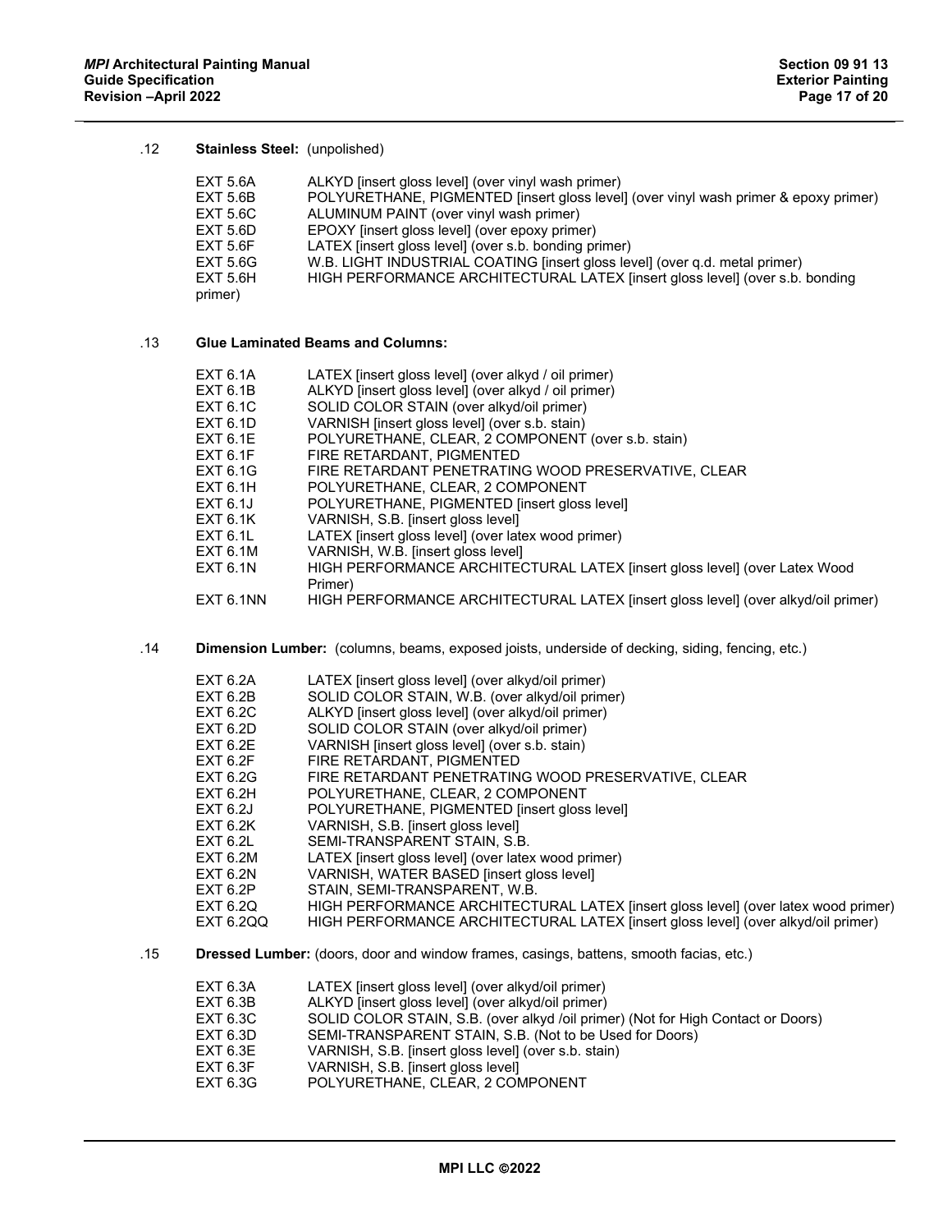.12 **Stainless Steel:** (unpolished)

EXT 5.6A ALKYD [insert gloss level] (over vinyl wash primer)
EXT 5.6B POLYURETHANE, PIGMENTED [insert gloss level] (over vinyl wash primer & epoxy primer)
EXT 5.6C ALUMINUM PAINT (over vinyl wash primer)
EXT 5.6D EPOXY [insert gloss level] (over epoxy primer)
EXT 5.6F LATEX [insert gloss level] (over s.b. bonding primer)
EXT 5.6G W.B. LIGHT INDUSTRIAL COATING [insert gloss level] (over q.d. metal primer)
EXT 5.6H HIGH PERFORMANCE ARCHITECTURAL LATEX [insert gloss level] (over s.b. bonding primer)

.13 **Glue Laminated Beams and Columns:**

EXT 6.1A LATEX [insert gloss level] (over alkyd / oil primer)
EXT 6.1B ALKYD [insert gloss level] (over alkyd / oil primer)
EXT 6.1C SOLID COLOR STAIN (over alkyd/oil primer)
EXT 6.1D VARNISH [insert gloss level] (over s.b. stain)
EXT 6.1E POLYURETHANE, CLEAR, 2 COMPONENT (over s.b. stain)
EXT 6.1F FIRE RETARDANT, PIGMENTED
EXT 6.1G FIRE RETARDANT PENETRATING WOOD PRESERVATIVE, CLEAR
EXT 6.1H POLYURETHANE, CLEAR, 2 COMPONENT
EXT 6.1J POLYURETHANE, PIGMENTED [insert gloss level]
EXT 6.1K VARNISH, S.B. [insert gloss level]
EXT 6.1L LATEX [insert gloss level] (over latex wood primer)
EXT 6.1M VARNISH, W.B. [insert gloss level]
EXT 6.1N HIGH PERFORMANCE ARCHITECTURAL LATEX [insert gloss level] (over Latex Wood Primer)
EXT 6.1NN HIGH PERFORMANCE ARCHITECTURAL LATEX [insert gloss level] (over alkyd/oil primer)

.14 **Dimension Lumber:** (columns, beams, exposed joists, underside of decking, siding, fencing, etc.)

EXT 6.2A LATEX [insert gloss level] (over alkyd/oil primer)
EXT 6.2B SOLID COLOR STAIN, W.B. (over alkyd/oil primer)
EXT 6.2C ALKYD [insert gloss level] (over alkyd/oil primer)
EXT 6.2D SOLID COLOR STAIN (over alkyd/oil primer)
EXT 6.2E VARNISH [insert gloss level] (over s.b. stain)
EXT 6.2F FIRE RETARDANT, PIGMENTED
EXT 6.2G FIRE RETARDANT PENETRATING WOOD PRESERVATIVE, CLEAR
EXT 6.2H POLYURETHANE, CLEAR, 2 COMPONENT
EXT 6.2J POLYURETHANE, PIGMENTED [insert gloss level]
EXT 6.2K VARNISH, S.B. [insert gloss level]
EXT 6.2L SEMI-TRANSPARENT STAIN, S.B.
EXT 6.2M LATEX [insert gloss level] (over latex wood primer)
EXT 6.2N VARNISH, WATER BASED [insert gloss level]
EXT 6.2P STAIN, SEMI-TRANSPARENT, W.B.
EXT 6.2Q HIGH PERFORMANCE ARCHITECTURAL LATEX [insert gloss level] (over latex wood primer)
EXT 6.2QQ HIGH PERFORMANCE ARCHITECTURAL LATEX [insert gloss level] (over alkyd/oil primer)

.15 **Dressed Lumber:** (doors, door and window frames, casings, battens, smooth facias, etc.)

EXT 6.3A LATEX [insert gloss level] (over alkyd/oil primer)
EXT 6.3B ALKYD [insert gloss level] (over alkyd/oil primer)
EXT 6.3C SOLID COLOR STAIN, S.B. (over alkyd /oil primer) (Not for High Contact or Doors)
EXT 6.3D SEMI-TRANSPARENT STAIN, S.B. (Not to be Used for Doors)
EXT 6.3E VARNISH, S.B. [insert gloss level] (over s.b. stain)
EXT 6.3F VARNISH, S.B. [insert gloss level]
EXT 6.3G POLYURETHANE, CLEAR, 2 COMPONENT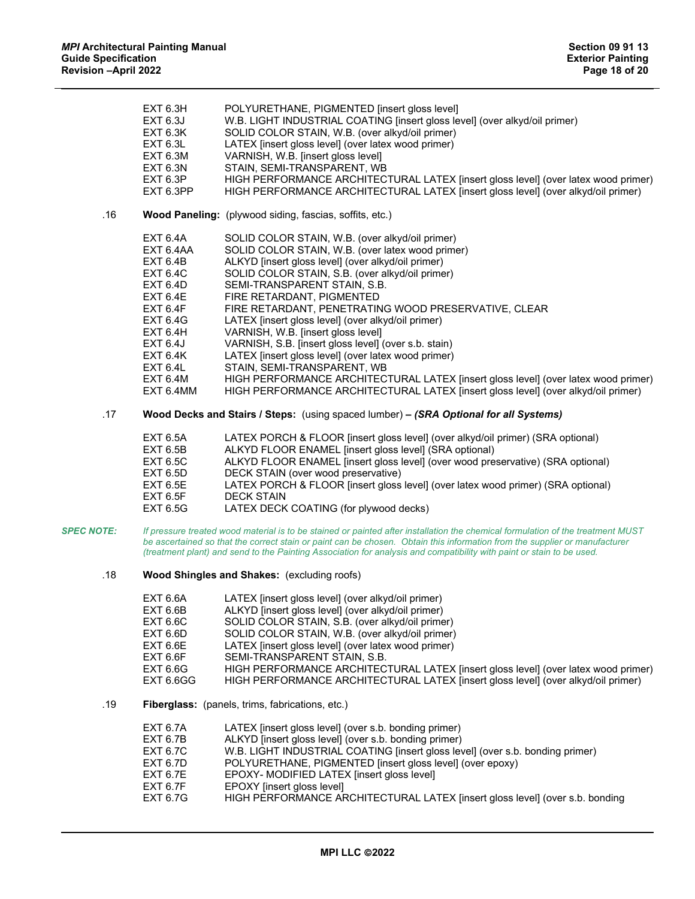EXT 6.3H POLYURETHANE, PIGMENTED [insert gloss level]
EXT 6.3J W.B. LIGHT INDUSTRIAL COATING [insert gloss level] (over alkyd/oil primer)
EXT 6.3K SOLID COLOR STAIN, W.B. (over alkyd/oil primer)
EXT 6.3L LATEX [insert gloss level] (over latex wood primer)
EXT 6.3M VARNISH, W.B. [insert gloss level]
EXT 6.3N STAIN, SEMI-TRANSPARENT, WB
EXT 6.3P HIGH PERFORMANCE ARCHITECTURAL LATEX [insert gloss level] (over latex wood primer)
EXT 6.3PP HIGH PERFORMANCE ARCHITECTURAL LATEX [insert gloss level] (over alkyd/oil primer)

.16 **Wood Paneling:** (plywood siding, fascias, soffits, etc.)

EXT 6.4A SOLID COLOR STAIN, W.B. (over alkyd/oil primer)
EXT 6.4AA SOLID COLOR STAIN, W.B. (over latex wood primer)
EXT 6.4B ALKYD [insert gloss level] (over alkyd/oil primer)
EXT 6.4C SOLID COLOR STAIN, S.B. (over alkyd/oil primer)
EXT 6.4D SEMI-TRANSPARENT STAIN, S.B.
EXT 6.4E FIRE RETARDANT, PIGMENTED
EXT 6.4F FIRE RETARDANT, PENETRATING WOOD PRESERVATIVE, CLEAR
EXT 6.4G LATEX [insert gloss level] (over alkyd/oil primer)
EXT 6.4H VARNISH, W.B. [insert gloss level]
EXT 6.4J VARNISH, S.B. [insert gloss level] (over s.b. stain)
EXT 6.4K LATEX [insert gloss level] (over latex wood primer)
EXT 6.4L STAIN, SEMI-TRANSPARENT, WB
EXT 6.4M HIGH PERFORMANCE ARCHITECTURAL LATEX [insert gloss level] (over latex wood primer)
EXT 6.4MM HIGH PERFORMANCE ARCHITECTURAL LATEX [insert gloss level] (over alkyd/oil primer)

.17 **Wood Decks and Stairs / Steps:** (using spaced lumber) **– *(SRA Optional for all Systems)***

EXT 6.5A LATEX PORCH & FLOOR [insert gloss level] (over alkyd/oil primer) (SRA optional)
EXT 6.5B ALKYD FLOOR ENAMEL [insert gloss level] (SRA optional)
EXT 6.5C ALKYD FLOOR ENAMEL [insert gloss level] (over wood preservative) (SRA optional)
EXT 6.5D DECK STAIN (over wood preservative)
EXT 6.5E LATEX PORCH & FLOOR [insert gloss level] (over latex wood primer) (SRA optional)
EXT 6.5F DECK STAIN
EXT 6.5G LATEX DECK COATING (for plywood decks)

***SPEC NOTE:*** *If pressure treated wood material is to be stained or painted after installation the chemical formulation of the treatment MUST be ascertained so that the correct stain or paint can be chosen. Obtain this information from the supplier or manufacturer (treatment plant) and send to the Painting Association for analysis and compatibility with paint or stain to be used.*

.18 **Wood Shingles and Shakes:** (excluding roofs)

EXT 6.6A LATEX [insert gloss level] (over alkyd/oil primer)
EXT 6.6B ALKYD [insert gloss level] (over alkyd/oil primer)
EXT 6.6C SOLID COLOR STAIN, S.B. (over alkyd/oil primer)
EXT 6.6D SOLID COLOR STAIN, W.B. (over alkyd/oil primer)
EXT 6.6E LATEX [insert gloss level] (over latex wood primer)
EXT 6.6F SEMI-TRANSPARENT STAIN, S.B.
EXT 6.6G HIGH PERFORMANCE ARCHITECTURAL LATEX [insert gloss level] (over latex wood primer)
EXT 6.6GG HIGH PERFORMANCE ARCHITECTURAL LATEX [insert gloss level] (over alkyd/oil primer)

.19 **Fiberglass:** (panels, trims, fabrications, etc.)

EXT 6.7A LATEX [insert gloss level] (over s.b. bonding primer)
EXT 6.7B ALKYD [insert gloss level] (over s.b. bonding primer)
EXT 6.7C W.B. LIGHT INDUSTRIAL COATING [insert gloss level] (over s.b. bonding primer)
EXT 6.7D POLYURETHANE, PIGMENTED [insert gloss level] (over epoxy)
EXT 6.7E EPOXY- MODIFIED LATEX [insert gloss level]
EXT 6.7F EPOXY [insert gloss level]
EXT 6.7G HIGH PERFORMANCE ARCHITECTURAL LATEX [insert gloss level] (over s.b. bonding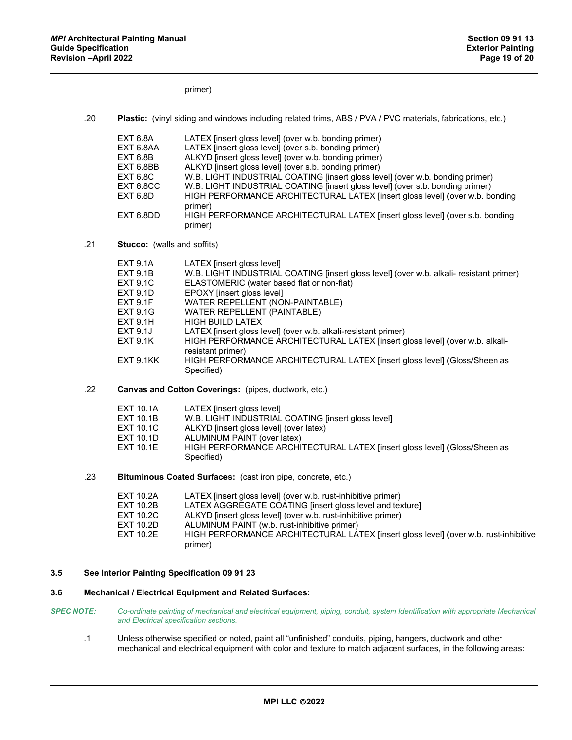primer)

.20 **Plastic:** (vinyl siding and windows including related trims, ABS / PVA / PVC materials, fabrications, etc.)

| | |
|---|---|
| EXT 6.8A | LATEX [insert gloss level] (over w.b. bonding primer) |
| EXT 6.8AA | LATEX [insert gloss level] (over s.b. bonding primer) |
| EXT 6.8B | ALKYD [insert gloss level] (over w.b. bonding primer) |
| EXT 6.8BB | ALKYD [insert gloss level] (over s.b. bonding primer) |
| EXT 6.8C | W.B. LIGHT INDUSTRIAL COATING [insert gloss level] (over w.b. bonding primer) |
| EXT 6.8CC | W.B. LIGHT INDUSTRIAL COATING [insert gloss level] (over s.b. bonding primer) |
| EXT 6.8D | HIGH PERFORMANCE ARCHITECTURAL LATEX [insert gloss level] (over w.b. bonding primer) |
| EXT 6.8DD | HIGH PERFORMANCE ARCHITECTURAL LATEX [insert gloss level] (over s.b. bonding primer) |

.21 **Stucco:** (walls and soffits)

| | |
|---|---|
| EXT 9.1A | LATEX [insert gloss level] |
| EXT 9.1B | W.B. LIGHT INDUSTRIAL COATING [insert gloss level] (over w.b. alkali- resistant primer) |
| EXT 9.1C | ELASTOMERIC (water based flat or non-flat) |
| EXT 9.1D | EPOXY [insert gloss level] |
| EXT 9.1F | WATER REPELLENT (NON-PAINTABLE) |
| EXT 9.1G | WATER REPELLENT (PAINTABLE) |
| EXT 9.1H | HIGH BUILD LATEX |
| EXT 9.1J | LATEX [insert gloss level] (over w.b. alkali-resistant primer) |
| EXT 9.1K | HIGH PERFORMANCE ARCHITECTURAL LATEX [insert gloss level] (over w.b. alkali-resistant primer) |
| EXT 9.1KK | HIGH PERFORMANCE ARCHITECTURAL LATEX [insert gloss level] (Gloss/Sheen as Specified) |

.22 **Canvas and Cotton Coverings:** (pipes, ductwork, etc.)

| | |
|---|---|
| EXT 10.1A | LATEX [insert gloss level] |
| EXT 10.1B | W.B. LIGHT INDUSTRIAL COATING [insert gloss level] |
| EXT 10.1C | ALKYD [insert gloss level] (over latex) |
| EXT 10.1D | ALUMINUM PAINT (over latex) |
| EXT 10.1E | HIGH PERFORMANCE ARCHITECTURAL LATEX [insert gloss level] (Gloss/Sheen as Specified) |

.23 **Bituminous Coated Surfaces:** (cast iron pipe, concrete, etc.)

| | |
|---|---|
| EXT 10.2A | LATEX [insert gloss level] (over w.b. rust-inhibitive primer) |
| EXT 10.2B | LATEX AGGREGATE COATING [insert gloss level and texture] |
| EXT 10.2C | ALKYD [insert gloss level] (over w.b. rust-inhibitive primer) |
| EXT 10.2D | ALUMINUM PAINT (w.b. rust-inhibitive primer) |
| EXT 10.2E | HIGH PERFORMANCE ARCHITECTURAL LATEX [insert gloss level] (over w.b. rust-inhibitive primer) |

### 3.5 See Interior Painting Specification 09 91 23

### 3.6 Mechanical / Electrical Equipment and Related Surfaces:

***SPEC NOTE:*** *Co-ordinate painting of mechanical and electrical equipment, piping, conduit, system Identification with appropriate Mechanical and Electrical specification sections.*

.1 Unless otherwise specified or noted, paint all "unfinished" conduits, piping, hangers, ductwork and other mechanical and electrical equipment with color and texture to match adjacent surfaces, in the following areas: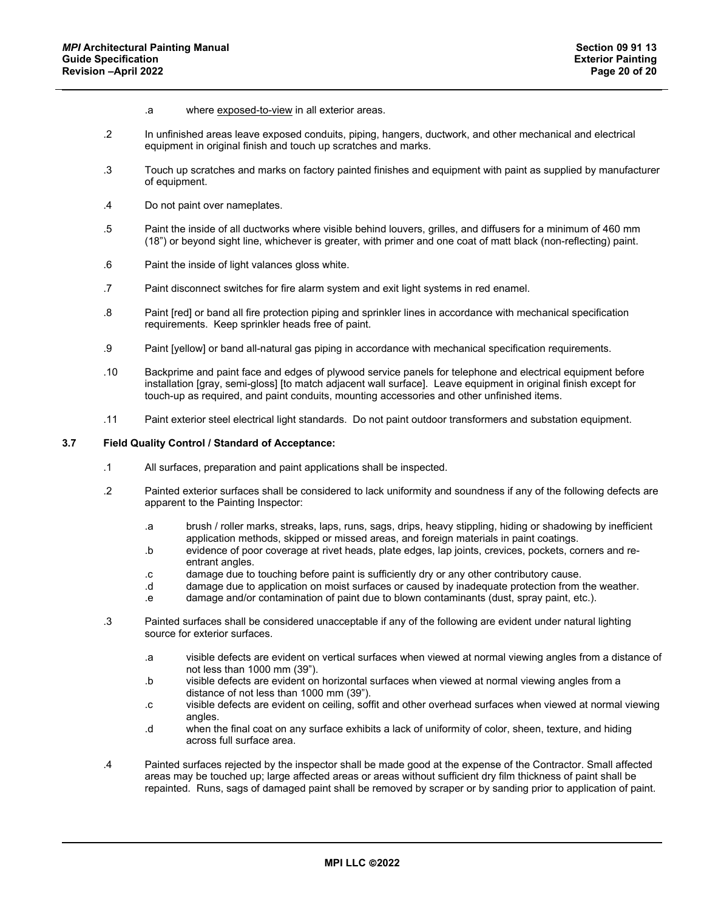.a where exposed-to-view in all exterior areas.

.2 In unfinished areas leave exposed conduits, piping, hangers, ductwork, and other mechanical and electrical equipment in original finish and touch up scratches and marks.

.3 Touch up scratches and marks on factory painted finishes and equipment with paint as supplied by manufacturer of equipment.

.4 Do not paint over nameplates.

.5 Paint the inside of all ductworks where visible behind louvers, grilles, and diffusers for a minimum of 460 mm (18") or beyond sight line, whichever is greater, with primer and one coat of matt black (non-reflecting) paint.

.6 Paint the inside of light valances gloss white.

.7 Paint disconnect switches for fire alarm system and exit light systems in red enamel.

.8 Paint [red] or band all fire protection piping and sprinkler lines in accordance with mechanical specification requirements. Keep sprinkler heads free of paint.

.9 Paint [yellow] or band all-natural gas piping in accordance with mechanical specification requirements.

.10 Backprime and paint face and edges of plywood service panels for telephone and electrical equipment before installation [gray, semi-gloss] [to match adjacent wall surface]. Leave equipment in original finish except for touch-up as required, and paint conduits, mounting accessories and other unfinished items.

.11 Paint exterior steel electrical light standards. Do not paint outdoor transformers and substation equipment.

### 3.7 Field Quality Control / Standard of Acceptance:

.1 All surfaces, preparation and paint applications shall be inspected.

.2 Painted exterior surfaces shall be considered to lack uniformity and soundness if any of the following defects are apparent to the Painting Inspector:

- .a brush / roller marks, streaks, laps, runs, sags, drips, heavy stippling, hiding or shadowing by inefficient application methods, skipped or missed areas, and foreign materials in paint coatings.
- .b evidence of poor coverage at rivet heads, plate edges, lap joints, crevices, pockets, corners and re-entrant angles.
- .c damage due to touching before paint is sufficiently dry or any other contributory cause.
- .d damage due to application on moist surfaces or caused by inadequate protection from the weather.
- .e damage and/or contamination of paint due to blown contaminants (dust, spray paint, etc.).

.3 Painted surfaces shall be considered unacceptable if any of the following are evident under natural lighting source for exterior surfaces.

- .a visible defects are evident on vertical surfaces when viewed at normal viewing angles from a distance of not less than 1000 mm (39").
- .b visible defects are evident on horizontal surfaces when viewed at normal viewing angles from a distance of not less than 1000 mm (39").
- .c visible defects are evident on ceiling, soffit and other overhead surfaces when viewed at normal viewing angles.
- .d when the final coat on any surface exhibits a lack of uniformity of color, sheen, texture, and hiding across full surface area.

.4 Painted surfaces rejected by the inspector shall be made good at the expense of the Contractor. Small affected areas may be touched up; large affected areas or areas without sufficient dry film thickness of paint shall be repainted. Runs, sags of damaged paint shall be removed by scraper or by sanding prior to application of paint.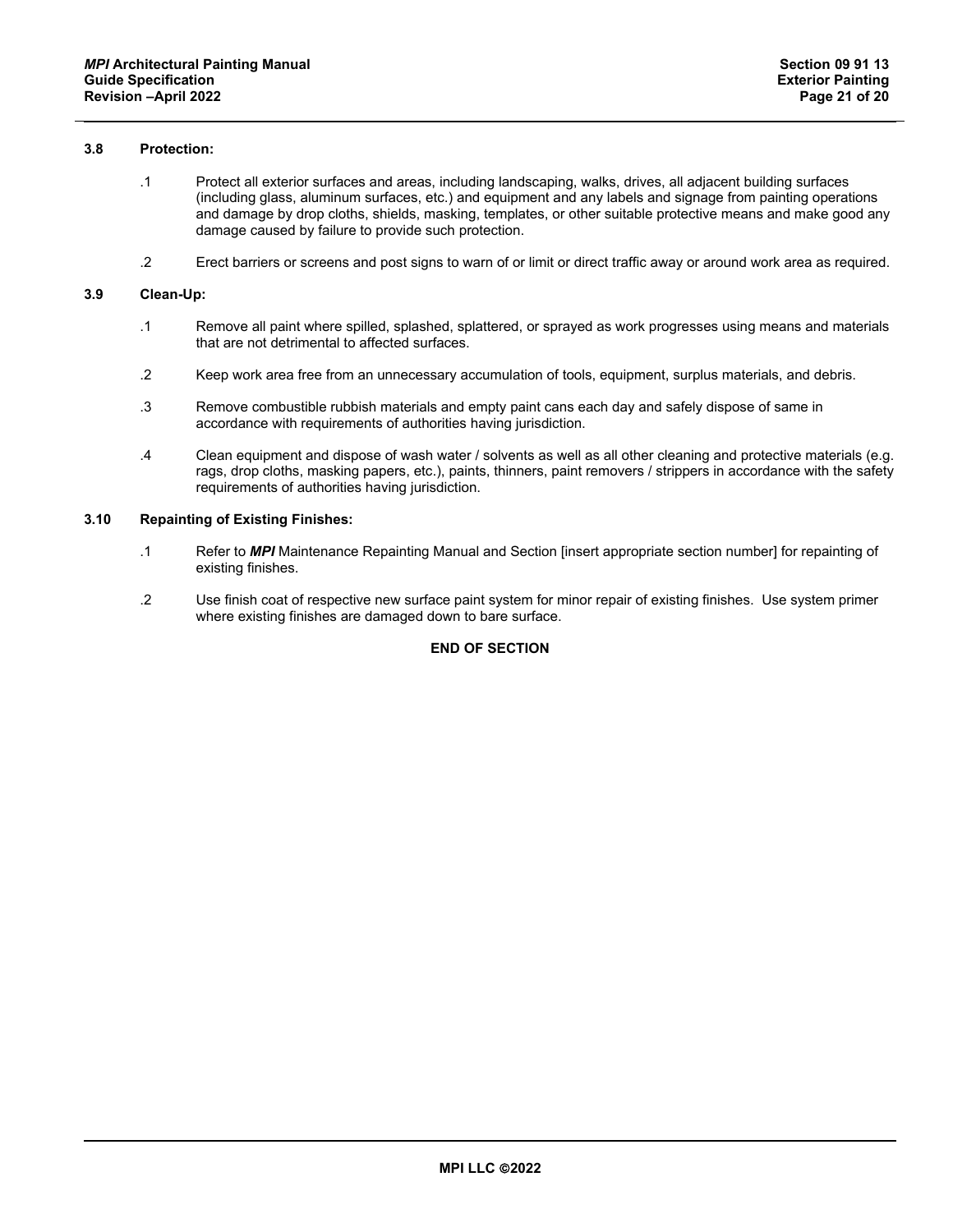### 3.8 Protection:

.1 Protect all exterior surfaces and areas, including landscaping, walks, drives, all adjacent building surfaces (including glass, aluminum surfaces, etc.) and equipment and any labels and signage from painting operations and damage by drop cloths, shields, masking, templates, or other suitable protective means and make good any damage caused by failure to provide such protection.

.2 Erect barriers or screens and post signs to warn of or limit or direct traffic away or around work area as required.

### 3.9 Clean-Up:

.1 Remove all paint where spilled, splashed, splattered, or sprayed as work progresses using means and materials that are not detrimental to affected surfaces.

.2 Keep work area free from an unnecessary accumulation of tools, equipment, surplus materials, and debris.

.3 Remove combustible rubbish materials and empty paint cans each day and safely dispose of same in accordance with requirements of authorities having jurisdiction.

.4 Clean equipment and dispose of wash water / solvents as well as all other cleaning and protective materials (e.g. rags, drop cloths, masking papers, etc.), paints, thinners, paint removers / strippers in accordance with the safety requirements of authorities having jurisdiction.

### 3.10 Repainting of Existing Finishes:

.1 Refer to ***MPI*** Maintenance Repainting Manual and Section [insert appropriate section number] for repainting of existing finishes.

.2 Use finish coat of respective new surface paint system for minor repair of existing finishes. Use system primer where existing finishes are damaged down to bare surface.

**END OF SECTION**